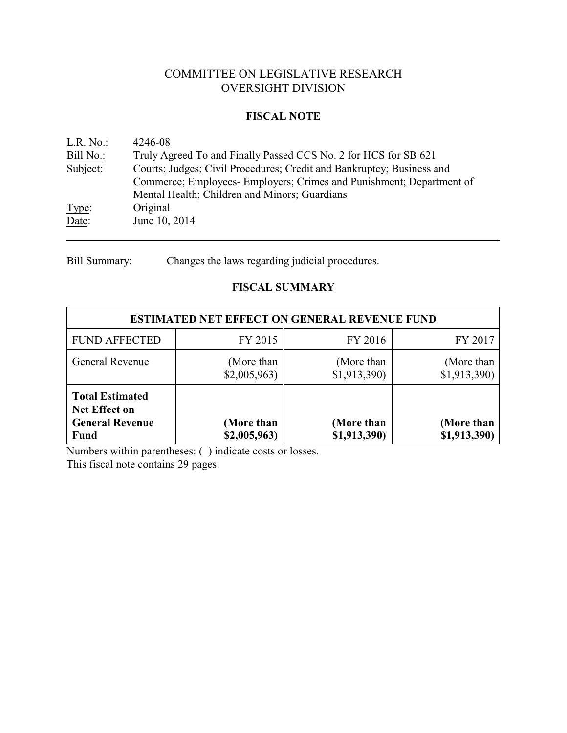# COMMITTEE ON LEGISLATIVE RESEARCH
# OVERSIGHT DIVISION

## FISCAL NOTE

L.R. No.: 4246-08
Bill No.: Truly Agreed To and Finally Passed CCS No. 2 for HCS for SB 621
Subject: Courts; Judges; Civil Procedures; Credit and Bankruptcy; Business and Commerce; Employees- Employers; Crimes and Punishment; Department of Mental Health; Children and Minors; Guardians
Type: Original
Date: June 10, 2014

---

Bill Summary: Changes the laws regarding judicial procedures.

## FISCAL SUMMARY

| ESTIMATED NET EFFECT ON GENERAL REVENUE FUND | | | |
|---|---|---|---|
| FUND AFFECTED | FY 2015 | FY 2016 | FY 2017 |
| General Revenue | (More than $2,005,963) | (More than $1,913,390) | (More than $1,913,390) |
| **Total Estimated Net Effect on General Revenue Fund** | **(More than $2,005,963)** | **(More than $1,913,390)** | **(More than $1,913,390)** |

Numbers within parentheses: ( ) indicate costs or losses.
This fiscal note contains 29 pages.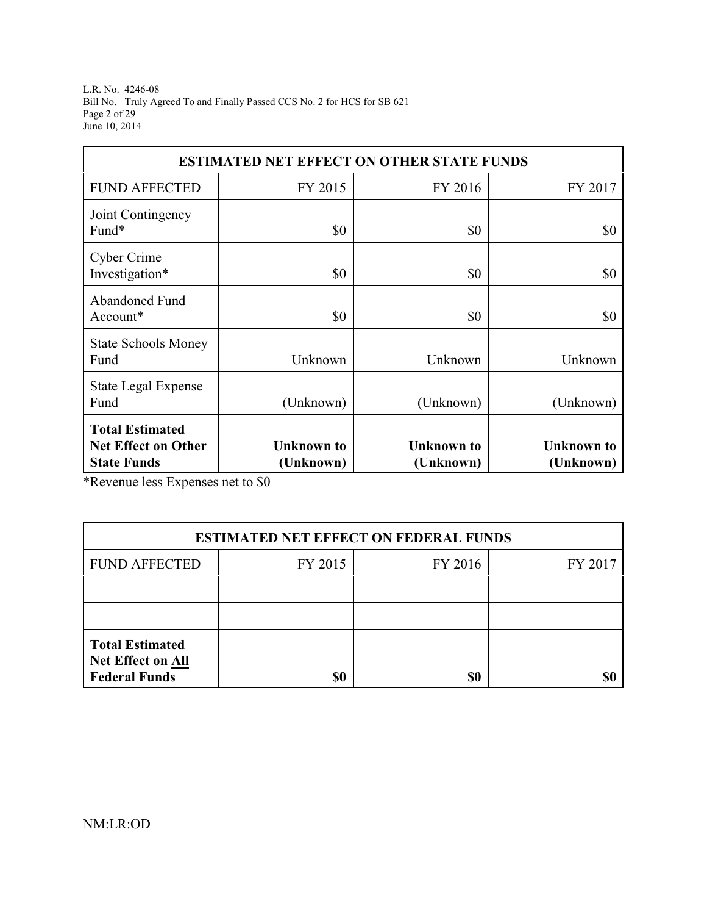| ESTIMATED NET EFFECT ON OTHER STATE FUNDS | | | |
|---|---|---|---|
| FUND AFFECTED | FY 2015 | FY 2016 | FY 2017 |
| Joint Contingency Fund* | $0 | $0 | $0 |
| Cyber Crime Investigation* | $0 | $0 | $0 |
| Abandoned Fund Account* | $0 | $0 | $0 |
| State Schools Money Fund | Unknown | Unknown | Unknown |
| State Legal Expense Fund | (Unknown) | (Unknown) | (Unknown) |
| **Total Estimated Net Effect on Other State Funds** | **Unknown to (Unknown)** | **Unknown to (Unknown)** | **Unknown to (Unknown)** |

*Revenue less Expenses net to $0

| ESTIMATED NET EFFECT ON FEDERAL FUNDS | | | |
|---|---|---|---|
| FUND AFFECTED | FY 2015 | FY 2016 | FY 2017 |
| | | | |
| | | | |
| **Total Estimated Net Effect on All Federal Funds** | **$0** | **$0** | **$0** |

NM:LR:OD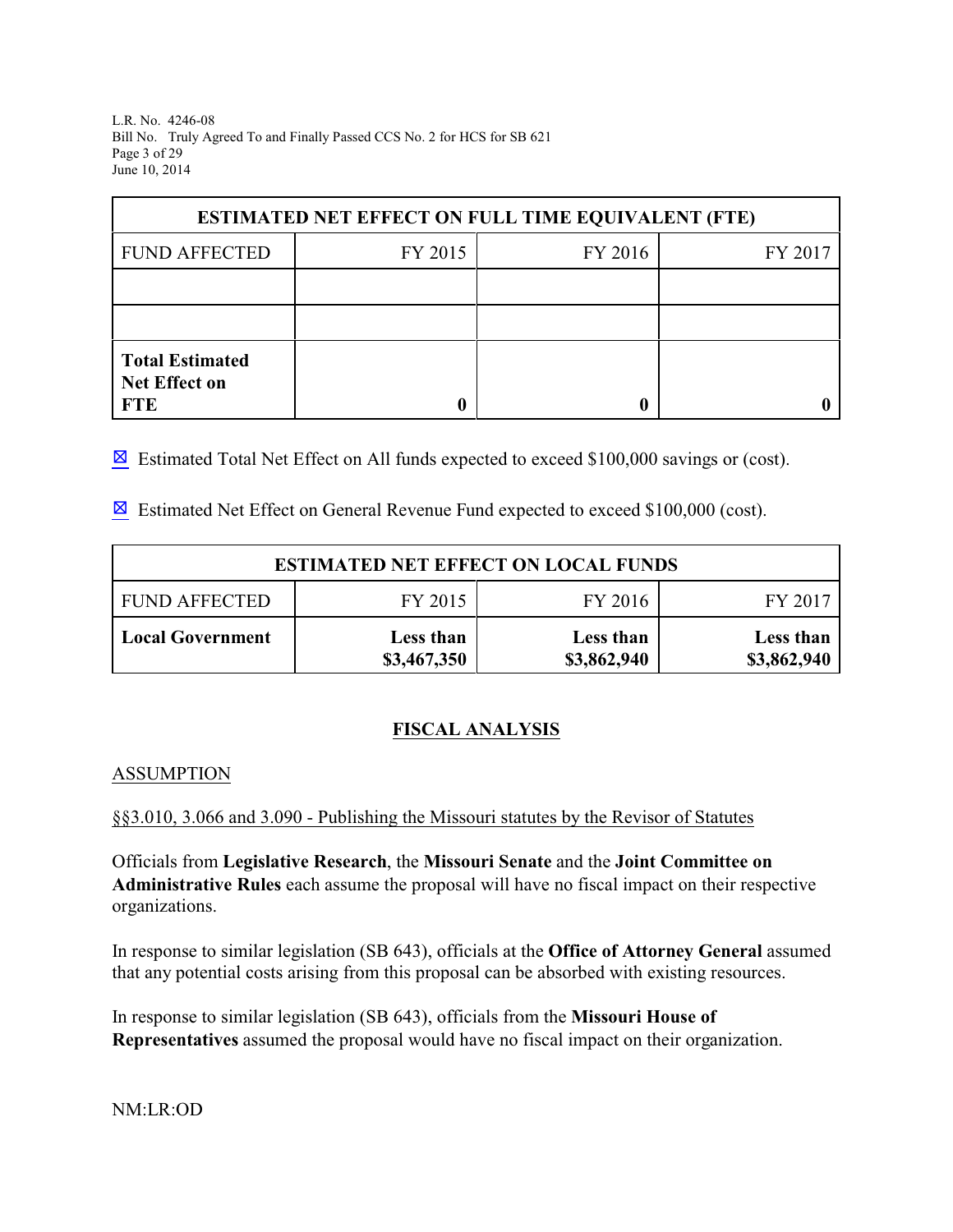| ESTIMATED NET EFFECT ON FULL TIME EQUIVALENT (FTE) | | | |
|---|---|---|---|
| FUND AFFECTED | FY 2015 | FY 2016 | FY 2017 |
| | | | |
| | | | |
| **Total Estimated Net Effect on FTE** | **0** | **0** | **0** |

☒ Estimated Total Net Effect on All funds expected to exceed $100,000 savings or (cost).

☒ Estimated Net Effect on General Revenue Fund expected to exceed $100,000 (cost).

| ESTIMATED NET EFFECT ON LOCAL FUNDS | | | |
|---|---|---|---|
| FUND AFFECTED | FY 2015 | FY 2016 | FY 2017 |
| **Local Government** | **Less than $3,467,350** | **Less than $3,862,940** | **Less than $3,862,940** |

## FISCAL ANALYSIS

### ASSUMPTION

§§3.010, 3.066 and 3.090 - Publishing the Missouri statutes by the Revisor of Statutes

Officials from **Legislative Research**, the **Missouri Senate** and the **Joint Committee on Administrative Rules** each assume the proposal will have no fiscal impact on their respective organizations.

In response to similar legislation (SB 643), officials at the **Office of Attorney General** assumed that any potential costs arising from this proposal can be absorbed with existing resources.

In response to similar legislation (SB 643), officials from the **Missouri House of Representatives** assumed the proposal would have no fiscal impact on their organization.

NM:LR:OD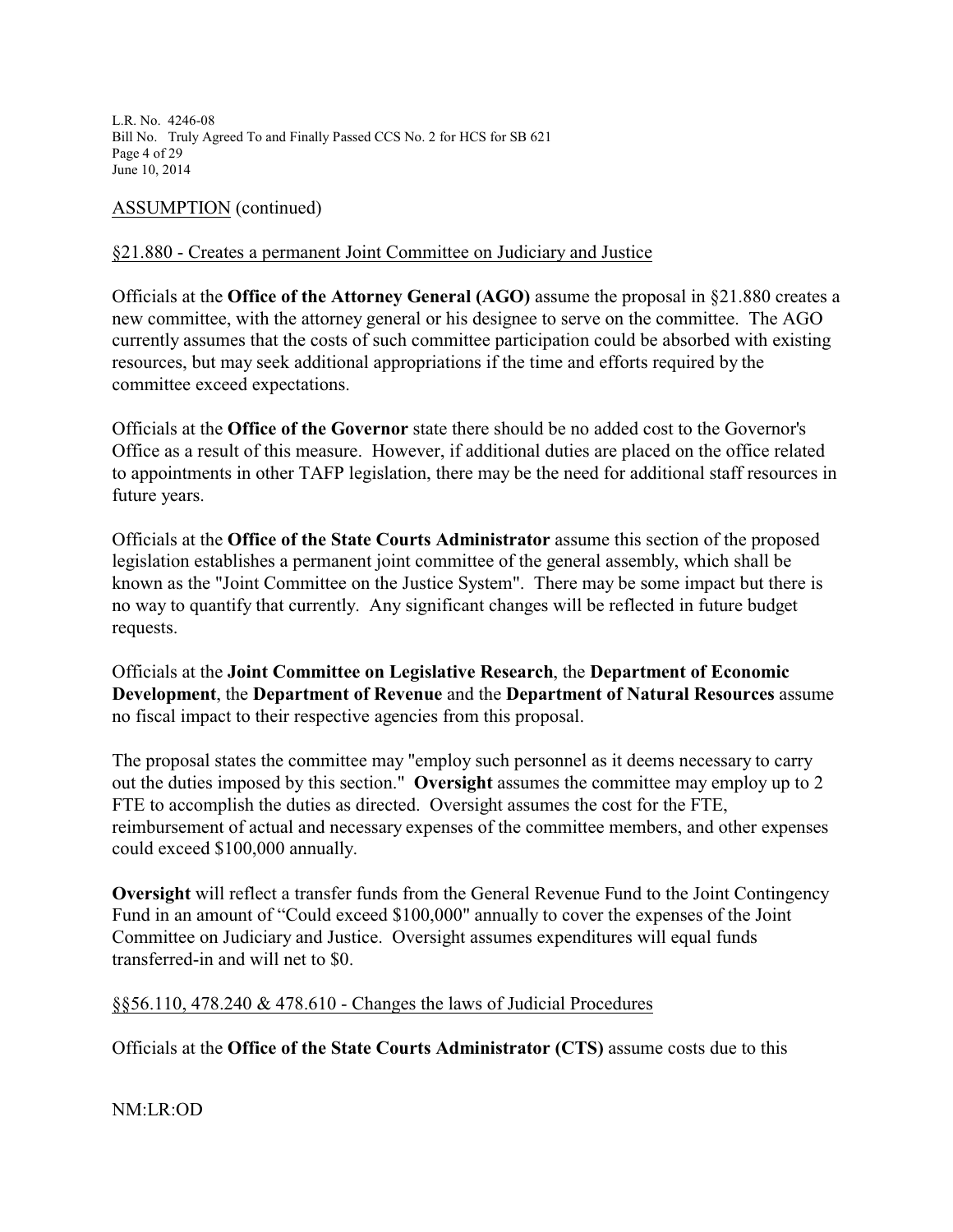ASSUMPTION (continued)

§21.880 - Creates a permanent Joint Committee on Judiciary and Justice

Officials at the **Office of the Attorney General (AGO)** assume the proposal in §21.880 creates a new committee, with the attorney general or his designee to serve on the committee. The AGO currently assumes that the costs of such committee participation could be absorbed with existing resources, but may seek additional appropriations if the time and efforts required by the committee exceed expectations.

Officials at the **Office of the Governor** state there should be no added cost to the Governor's Office as a result of this measure. However, if additional duties are placed on the office related to appointments in other TAFP legislation, there may be the need for additional staff resources in future years.

Officials at the **Office of the State Courts Administrator** assume this section of the proposed legislation establishes a permanent joint committee of the general assembly, which shall be known as the "Joint Committee on the Justice System". There may be some impact but there is no way to quantify that currently. Any significant changes will be reflected in future budget requests.

Officials at the **Joint Committee on Legislative Research**, the **Department of Economic Development**, the **Department of Revenue** and the **Department of Natural Resources** assume no fiscal impact to their respective agencies from this proposal.

The proposal states the committee may "employ such personnel as it deems necessary to carry out the duties imposed by this section." **Oversight** assumes the committee may employ up to 2 FTE to accomplish the duties as directed. Oversight assumes the cost for the FTE, reimbursement of actual and necessary expenses of the committee members, and other expenses could exceed $100,000 annually.

**Oversight** will reflect a transfer funds from the General Revenue Fund to the Joint Contingency Fund in an amount of "Could exceed $100,000" annually to cover the expenses of the Joint Committee on Judiciary and Justice. Oversight assumes expenditures will equal funds transferred-in and will net to $0.

§§56.110, 478.240 & 478.610 - Changes the laws of Judicial Procedures

Officials at the **Office of the State Courts Administrator (CTS)** assume costs due to this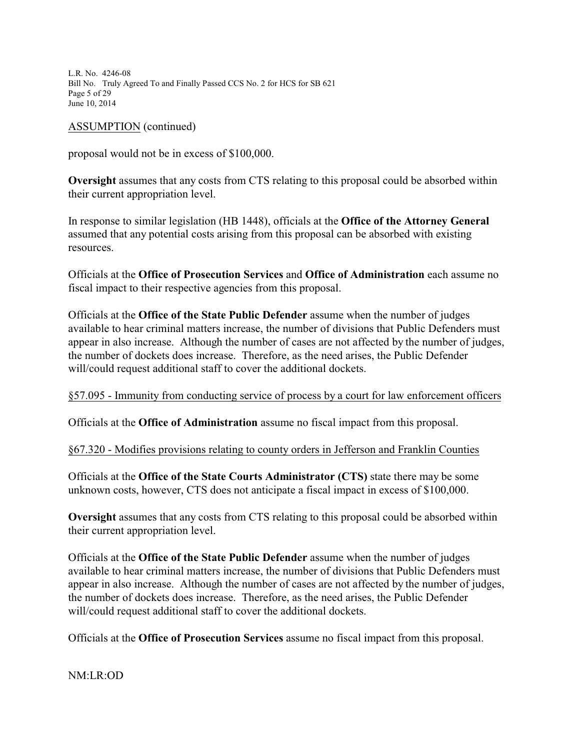ASSUMPTION (continued)

proposal would not be in excess of $100,000.

**Oversight** assumes that any costs from CTS relating to this proposal could be absorbed within their current appropriation level.

In response to similar legislation (HB 1448), officials at the **Office of the Attorney General** assumed that any potential costs arising from this proposal can be absorbed with existing resources.

Officials at the **Office of Prosecution Services** and **Office of Administration** each assume no fiscal impact to their respective agencies from this proposal.

Officials at the **Office of the State Public Defender** assume when the number of judges available to hear criminal matters increase, the number of divisions that Public Defenders must appear in also increase. Although the number of cases are not affected by the number of judges, the number of dockets does increase. Therefore, as the need arises, the Public Defender will/could request additional staff to cover the additional dockets.

§57.095 - Immunity from conducting service of process by a court for law enforcement officers

Officials at the **Office of Administration** assume no fiscal impact from this proposal.

§67.320 - Modifies provisions relating to county orders in Jefferson and Franklin Counties

Officials at the **Office of the State Courts Administrator (CTS)** state there may be some unknown costs, however, CTS does not anticipate a fiscal impact in excess of $100,000.

**Oversight** assumes that any costs from CTS relating to this proposal could be absorbed within their current appropriation level.

Officials at the **Office of the State Public Defender** assume when the number of judges available to hear criminal matters increase, the number of divisions that Public Defenders must appear in also increase. Although the number of cases are not affected by the number of judges, the number of dockets does increase. Therefore, as the need arises, the Public Defender will/could request additional staff to cover the additional dockets.

Officials at the **Office of Prosecution Services** assume no fiscal impact from this proposal.

NM:LR:OD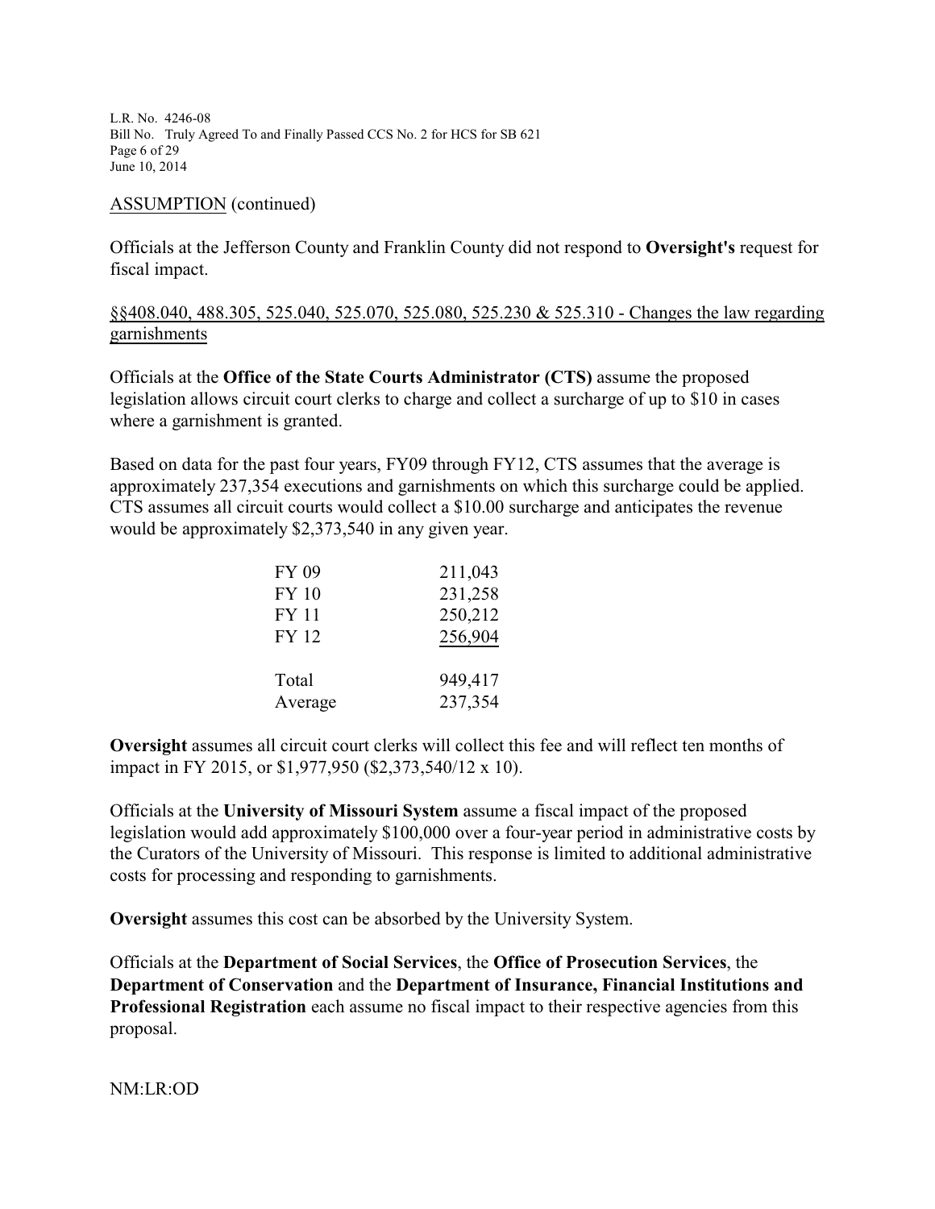ASSUMPTION (continued)

Officials at the Jefferson County and Franklin County did not respond to **Oversight's** request for fiscal impact.

§§408.040, 488.305, 525.040, 525.070, 525.080, 525.230 & 525.310 - Changes the law regarding garnishments

Officials at the **Office of the State Courts Administrator (CTS)** assume the proposed legislation allows circuit court clerks to charge and collect a surcharge of up to $10 in cases where a garnishment is granted.

Based on data for the past four years, FY09 through FY12, CTS assumes that the average is approximately 237,354 executions and garnishments on which this surcharge could be applied. CTS assumes all circuit courts would collect a $10.00 surcharge and anticipates the revenue would be approximately $2,373,540 in any given year.

| | |
|---|---|
| FY 09 | 211,043 |
| FY 10 | 231,258 |
| FY 11 | 250,212 |
| FY 12 | 256,904 |
| Total | 949,417 |
| Average | 237,354 |

**Oversight** assumes all circuit court clerks will collect this fee and will reflect ten months of impact in FY 2015, or $1,977,950 ($2,373,540/12 x 10).

Officials at the **University of Missouri System** assume a fiscal impact of the proposed legislation would add approximately $100,000 over a four-year period in administrative costs by the Curators of the University of Missouri. This response is limited to additional administrative costs for processing and responding to garnishments.

**Oversight** assumes this cost can be absorbed by the University System.

Officials at the **Department of Social Services**, the **Office of Prosecution Services**, the **Department of Conservation** and the **Department of Insurance, Financial Institutions and Professional Registration** each assume no fiscal impact to their respective agencies from this proposal.

NM:LR:OD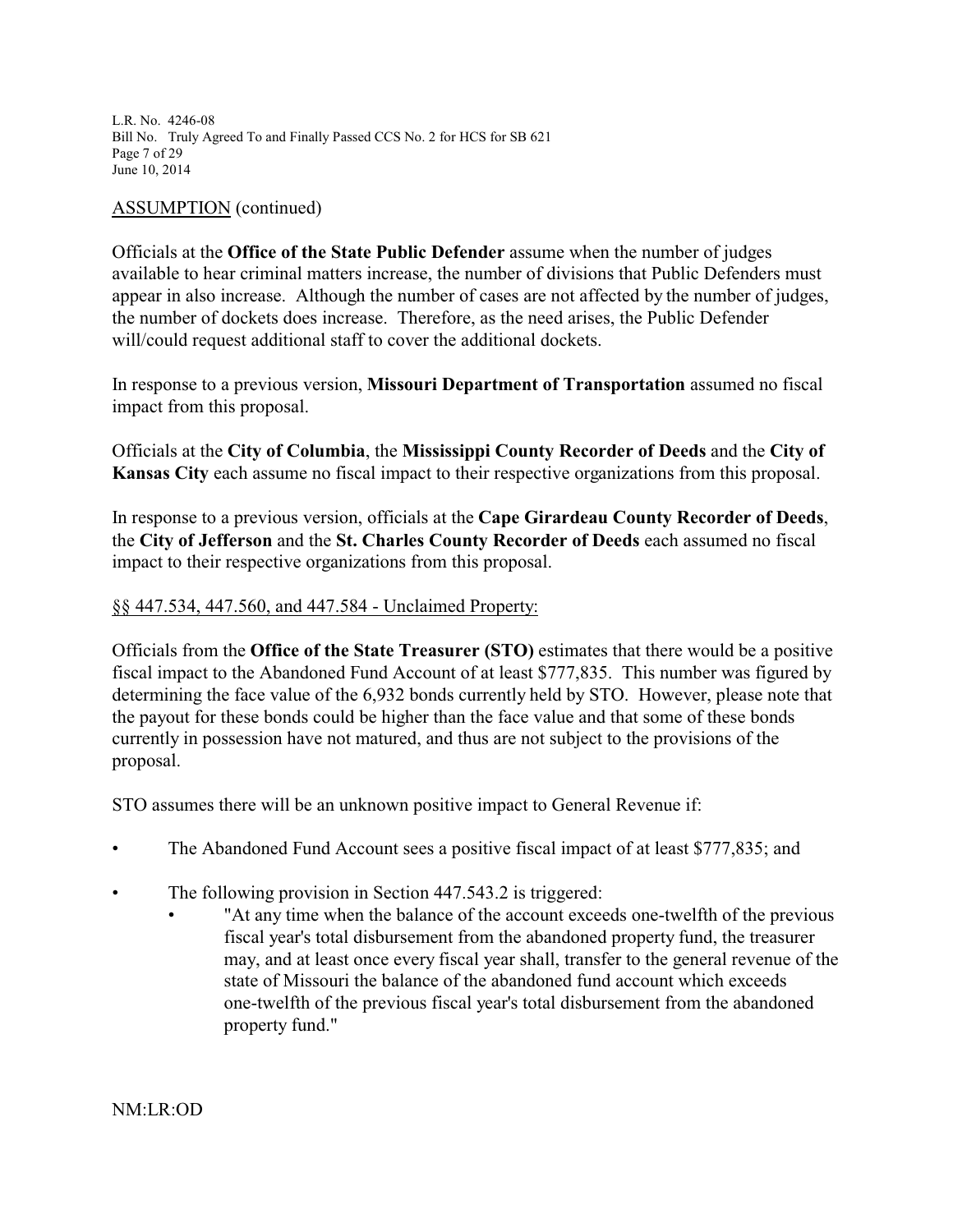ASSUMPTION (continued)

Officials at the **Office of the State Public Defender** assume when the number of judges available to hear criminal matters increase, the number of divisions that Public Defenders must appear in also increase. Although the number of cases are not affected by the number of judges, the number of dockets does increase. Therefore, as the need arises, the Public Defender will/could request additional staff to cover the additional dockets.

In response to a previous version, **Missouri Department of Transportation** assumed no fiscal impact from this proposal.

Officials at the **City of Columbia**, the **Mississippi County Recorder of Deeds** and the **City of Kansas City** each assume no fiscal impact to their respective organizations from this proposal.

In response to a previous version, officials at the **Cape Girardeau County Recorder of Deeds**, the **City of Jefferson** and the **St. Charles County Recorder of Deeds** each assumed no fiscal impact to their respective organizations from this proposal.

§§ 447.534, 447.560, and 447.584 - Unclaimed Property:

Officials from the **Office of the State Treasurer (STO)** estimates that there would be a positive fiscal impact to the Abandoned Fund Account of at least $777,835. This number was figured by determining the face value of the 6,932 bonds currently held by STO. However, please note that the payout for these bonds could be higher than the face value and that some of these bonds currently in possession have not matured, and thus are not subject to the provisions of the proposal.

STO assumes there will be an unknown positive impact to General Revenue if:

- The Abandoned Fund Account sees a positive fiscal impact of at least $777,835; and
- The following provision in Section 447.543.2 is triggered:
  - "At any time when the balance of the account exceeds one-twelfth of the previous fiscal year's total disbursement from the abandoned property fund, the treasurer may, and at least once every fiscal year shall, transfer to the general revenue of the state of Missouri the balance of the abandoned fund account which exceeds one-twelfth of the previous fiscal year's total disbursement from the abandoned property fund."

NM:LR:OD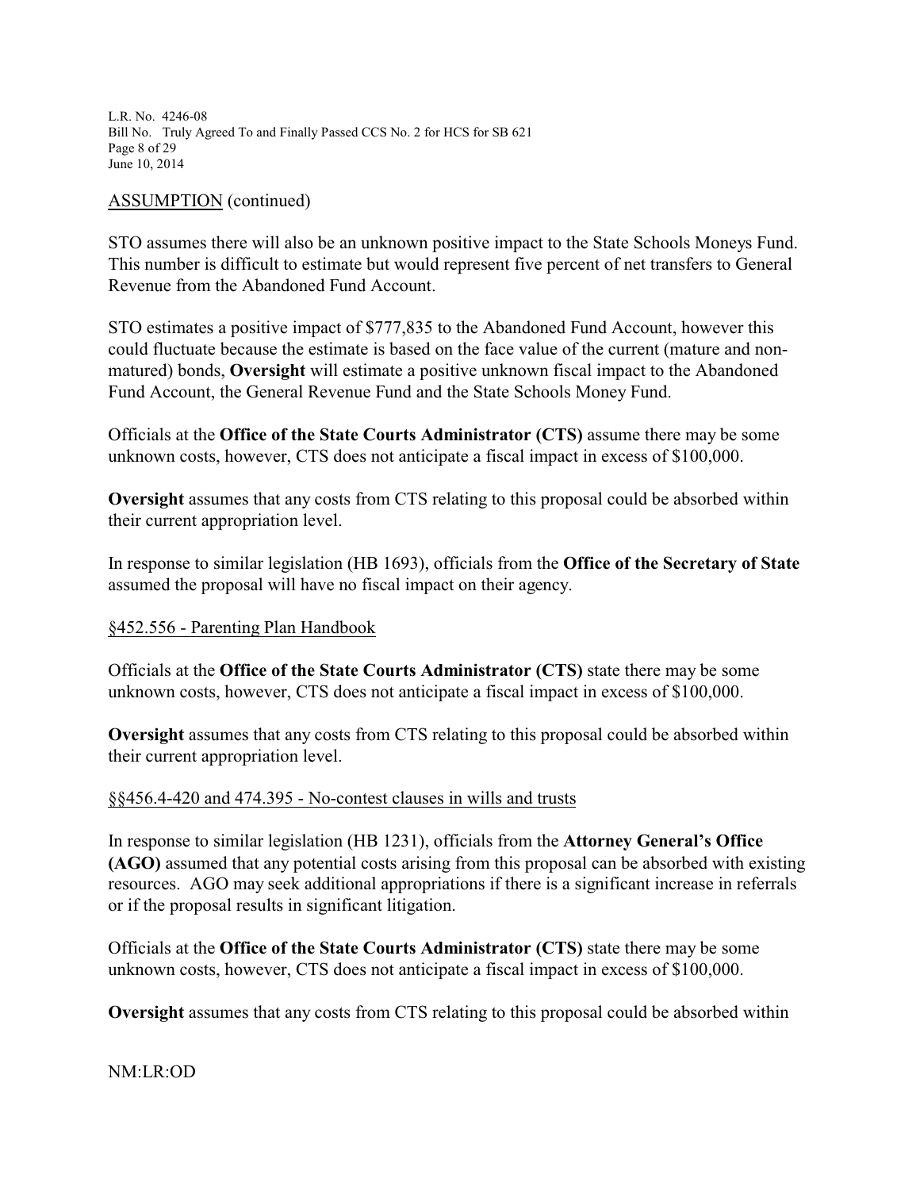ASSUMPTION (continued)

STO assumes there will also be an unknown positive impact to the State Schools Moneys Fund. This number is difficult to estimate but would represent five percent of net transfers to General Revenue from the Abandoned Fund Account.

STO estimates a positive impact of $777,835 to the Abandoned Fund Account, however this could fluctuate because the estimate is based on the face value of the current (mature and non-matured) bonds, **Oversight** will estimate a positive unknown fiscal impact to the Abandoned Fund Account, the General Revenue Fund and the State Schools Money Fund.

Officials at the **Office of the State Courts Administrator (CTS)** assume there may be some unknown costs, however, CTS does not anticipate a fiscal impact in excess of $100,000.

**Oversight** assumes that any costs from CTS relating to this proposal could be absorbed within their current appropriation level.

In response to similar legislation (HB 1693), officials from the **Office of the Secretary of State** assumed the proposal will have no fiscal impact on their agency.

§452.556 - Parenting Plan Handbook

Officials at the **Office of the State Courts Administrator (CTS)** state there may be some unknown costs, however, CTS does not anticipate a fiscal impact in excess of $100,000.

**Oversight** assumes that any costs from CTS relating to this proposal could be absorbed within their current appropriation level.

§§456.4-420 and 474.395 - No-contest clauses in wills and trusts

In response to similar legislation (HB 1231), officials from the **Attorney General's Office (AGO)** assumed that any potential costs arising from this proposal can be absorbed with existing resources. AGO may seek additional appropriations if there is a significant increase in referrals or if the proposal results in significant litigation.

Officials at the **Office of the State Courts Administrator (CTS)** state there may be some unknown costs, however, CTS does not anticipate a fiscal impact in excess of $100,000.

**Oversight** assumes that any costs from CTS relating to this proposal could be absorbed within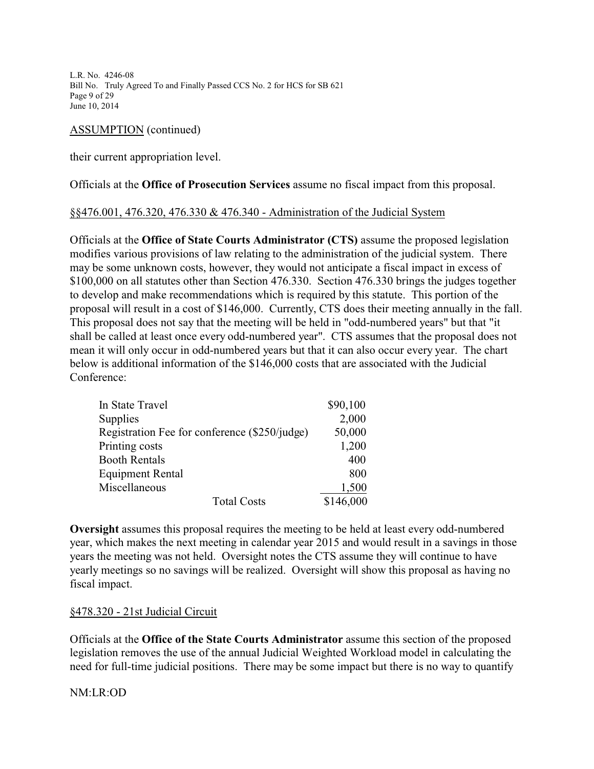ASSUMPTION (continued)

their current appropriation level.

Officials at the **Office of Prosecution Services** assume no fiscal impact from this proposal.

§§476.001, 476.320, 476.330 & 476.340 - Administration of the Judicial System

Officials at the **Office of State Courts Administrator (CTS)** assume the proposed legislation modifies various provisions of law relating to the administration of the judicial system. There may be some unknown costs, however, they would not anticipate a fiscal impact in excess of $100,000 on all statutes other than Section 476.330. Section 476.330 brings the judges together to develop and make recommendations which is required by this statute. This portion of the proposal will result in a cost of $146,000. Currently, CTS does their meeting annually in the fall. This proposal does not say that the meeting will be held in "odd-numbered years" but that "it shall be called at least once every odd-numbered year". CTS assumes that the proposal does not mean it will only occur in odd-numbered years but that it can also occur every year. The chart below is additional information of the $146,000 costs that are associated with the Judicial Conference:

| Item | Cost |
|---|---|
| In State Travel | $90,100 |
| Supplies | 2,000 |
| Registration Fee for conference ($250/judge) | 50,000 |
| Printing costs | 1,200 |
| Booth Rentals | 400 |
| Equipment Rental | 800 |
| Miscellaneous | 1,500 |
| Total Costs | $146,000 |

**Oversight** assumes this proposal requires the meeting to be held at least every odd-numbered year, which makes the next meeting in calendar year 2015 and would result in a savings in those years the meeting was not held. Oversight notes the CTS assume they will continue to have yearly meetings so no savings will be realized. Oversight will show this proposal as having no fiscal impact.

§478.320 - 21st Judicial Circuit

Officials at the **Office of the State Courts Administrator** assume this section of the proposed legislation removes the use of the annual Judicial Weighted Workload model in calculating the need for full-time judicial positions. There may be some impact but there is no way to quantify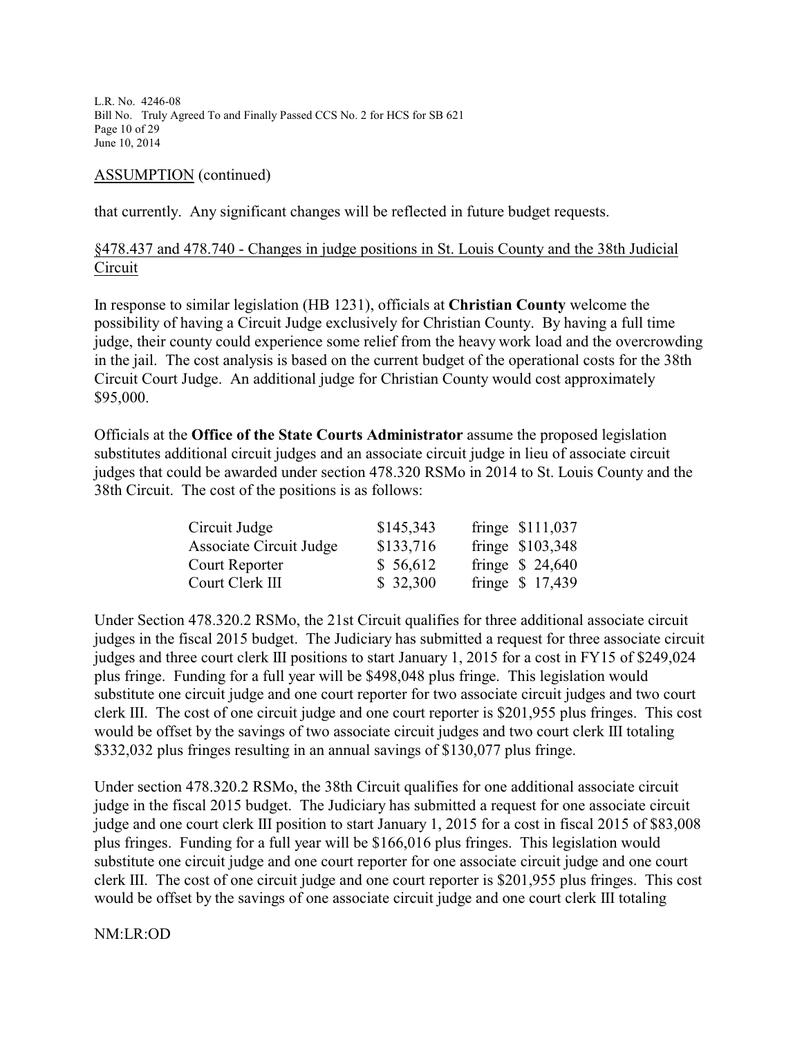ASSUMPTION (continued)

that currently. Any significant changes will be reflected in future budget requests.

§478.437 and 478.740 - Changes in judge positions in St. Louis County and the 38th Judicial Circuit

In response to similar legislation (HB 1231), officials at **Christian County** welcome the possibility of having a Circuit Judge exclusively for Christian County. By having a full time judge, their county could experience some relief from the heavy work load and the overcrowding in the jail. The cost analysis is based on the current budget of the operational costs for the 38th Circuit Court Judge. An additional judge for Christian County would cost approximately $95,000.

Officials at the **Office of the State Courts Administrator** assume the proposed legislation substitutes additional circuit judges and an associate circuit judge in lieu of associate circuit judges that could be awarded under section 478.320 RSMo in 2014 to St. Louis County and the 38th Circuit. The cost of the positions is as follows:

| | | |
|---|---|---|
| Circuit Judge | $145,343 | fringe $111,037 |
| Associate Circuit Judge | $133,716 | fringe $103,348 |
| Court Reporter | $ 56,612 | fringe $ 24,640 |
| Court Clerk III | $ 32,300 | fringe $ 17,439 |

Under Section 478.320.2 RSMo, the 21st Circuit qualifies for three additional associate circuit judges in the fiscal 2015 budget. The Judiciary has submitted a request for three associate circuit judges and three court clerk III positions to start January 1, 2015 for a cost in FY15 of $249,024 plus fringe. Funding for a full year will be $498,048 plus fringe. This legislation would substitute one circuit judge and one court reporter for two associate circuit judges and two court clerk III. The cost of one circuit judge and one court reporter is $201,955 plus fringes. This cost would be offset by the savings of two associate circuit judges and two court clerk III totaling $332,032 plus fringes resulting in an annual savings of $130,077 plus fringe.

Under section 478.320.2 RSMo, the 38th Circuit qualifies for one additional associate circuit judge in the fiscal 2015 budget. The Judiciary has submitted a request for one associate circuit judge and one court clerk III position to start January 1, 2015 for a cost in fiscal 2015 of $83,008 plus fringes. Funding for a full year will be $166,016 plus fringes. This legislation would substitute one circuit judge and one court reporter for one associate circuit judge and one court clerk III. The cost of one circuit judge and one court reporter is $201,955 plus fringes. This cost would be offset by the savings of one associate circuit judge and one court clerk III totaling

NM:LR:OD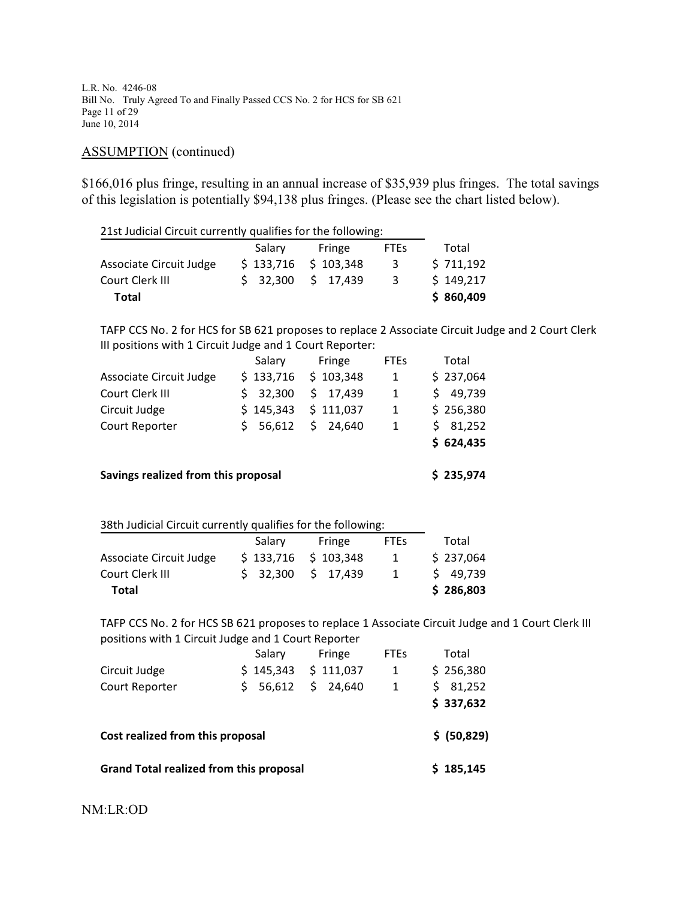ASSUMPTION (continued)

$166,016 plus fringe, resulting in an annual increase of $35,939 plus fringes. The total savings of this legislation is potentially $94,138 plus fringes. (Please see the chart listed below).

21st Judicial Circuit currently qualifies for the following:

| | Salary | Fringe | FTEs | Total |
|---|---|---|---|---|
| Associate Circuit Judge | $ 133,716 | $ 103,348 | 3 | $ 711,192 |
| Court Clerk III | $ 32,300 | $ 17,439 | 3 | $ 149,217 |
| **Total** | | | | **$ 860,409** |

TAFP CCS No. 2 for HCS for SB 621 proposes to replace 2 Associate Circuit Judge and 2 Court Clerk III positions with 1 Circuit Judge and 1 Court Reporter:

| | Salary | Fringe | FTEs | Total |
|---|---|---|---|---|
| Associate Circuit Judge | $ 133,716 | $ 103,348 | 1 | $ 237,064 |
| Court Clerk III | $ 32,300 | $ 17,439 | 1 | $ 49,739 |
| Circuit Judge | $ 145,343 | $ 111,037 | 1 | $ 256,380 |
| Court Reporter | $ 56,612 | $ 24,640 | 1 | $ 81,252 |
| | | | | **$ 624,435** |
| **Savings realized from this proposal** | | | | **$ 235,974** |

38th Judicial Circuit currently qualifies for the following:

| | Salary | Fringe | FTEs | Total |
|---|---|---|---|---|
| Associate Circuit Judge | $ 133,716 | $ 103,348 | 1 | $ 237,064 |
| Court Clerk III | $ 32,300 | $ 17,439 | 1 | $ 49,739 |
| **Total** | | | | **$ 286,803** |

TAFP CCS No. 2 for HCS SB 621 proposes to replace 1 Associate Circuit Judge and 1 Court Clerk III positions with 1 Circuit Judge and 1 Court Reporter

| | Salary | Fringe | FTEs | Total |
|---|---|---|---|---|
| Circuit Judge | $ 145,343 | $ 111,037 | 1 | $ 256,380 |
| Court Reporter | $ 56,612 | $ 24,640 | 1 | $ 81,252 |
| | | | | **$ 337,632** |
| **Cost realized from this proposal** | | | | **$ (50,829)** |
| **Grand Total realized from this proposal** | | | | **$ 185,145** |

NM:LR:OD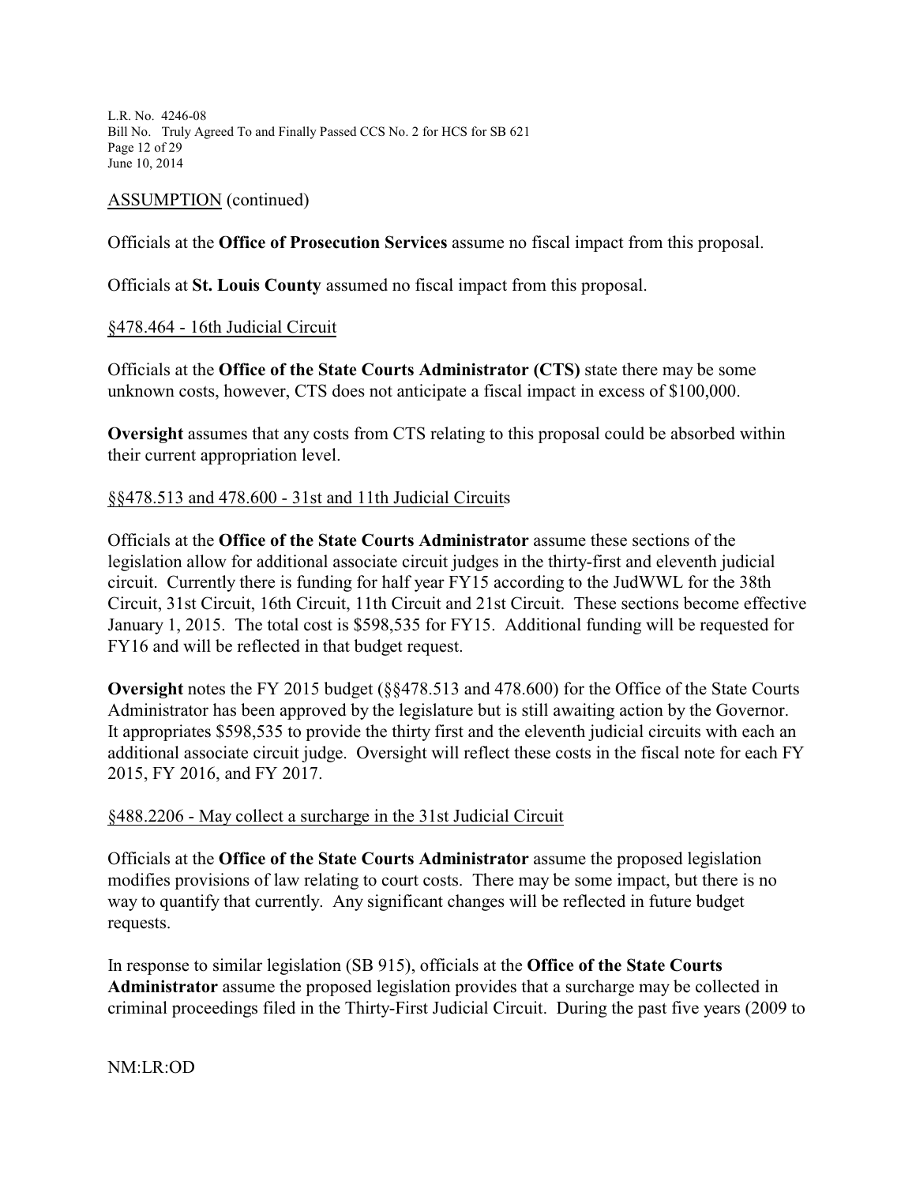ASSUMPTION (continued)

Officials at the **Office of Prosecution Services** assume no fiscal impact from this proposal.

Officials at **St. Louis County** assumed no fiscal impact from this proposal.

§478.464 - 16th Judicial Circuit

Officials at the **Office of the State Courts Administrator (CTS)** state there may be some unknown costs, however, CTS does not anticipate a fiscal impact in excess of $100,000.

**Oversight** assumes that any costs from CTS relating to this proposal could be absorbed within their current appropriation level.

§§478.513 and 478.600 - 31st and 11th Judicial Circuits

Officials at the **Office of the State Courts Administrator** assume these sections of the legislation allow for additional associate circuit judges in the thirty-first and eleventh judicial circuit. Currently there is funding for half year FY15 according to the JudWWL for the 38th Circuit, 31st Circuit, 16th Circuit, 11th Circuit and 21st Circuit. These sections become effective January 1, 2015. The total cost is $598,535 for FY15. Additional funding will be requested for FY16 and will be reflected in that budget request.

**Oversight** notes the FY 2015 budget (§§478.513 and 478.600) for the Office of the State Courts Administrator has been approved by the legislature but is still awaiting action by the Governor. It appropriates $598,535 to provide the thirty first and the eleventh judicial circuits with each an additional associate circuit judge. Oversight will reflect these costs in the fiscal note for each FY 2015, FY 2016, and FY 2017.

§488.2206 - May collect a surcharge in the 31st Judicial Circuit

Officials at the **Office of the State Courts Administrator** assume the proposed legislation modifies provisions of law relating to court costs. There may be some impact, but there is no way to quantify that currently. Any significant changes will be reflected in future budget requests.

In response to similar legislation (SB 915), officials at the **Office of the State Courts Administrator** assume the proposed legislation provides that a surcharge may be collected in criminal proceedings filed in the Thirty-First Judicial Circuit. During the past five years (2009 to

NM:LR:OD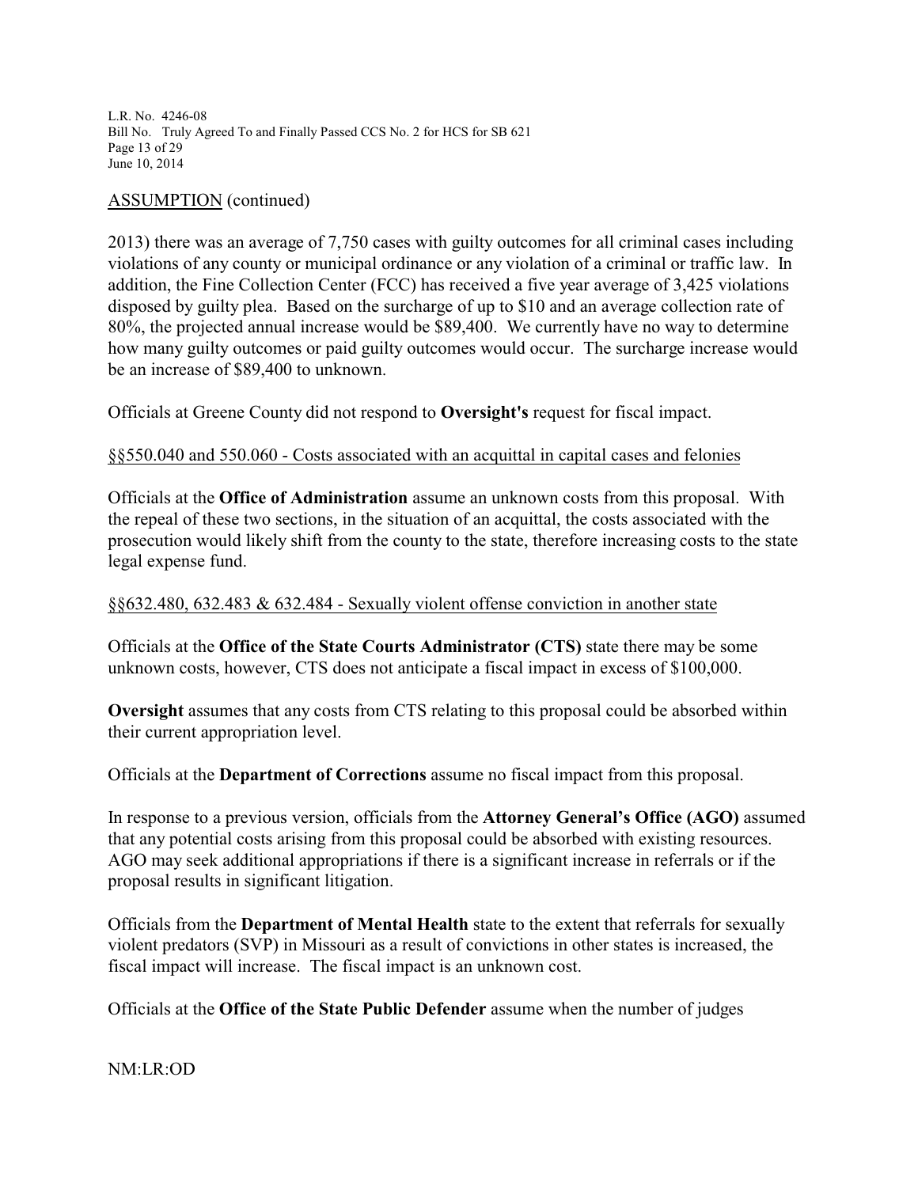ASSUMPTION (continued)

2013) there was an average of 7,750 cases with guilty outcomes for all criminal cases including violations of any county or municipal ordinance or any violation of a criminal or traffic law. In addition, the Fine Collection Center (FCC) has received a five year average of 3,425 violations disposed by guilty plea. Based on the surcharge of up to $10 and an average collection rate of 80%, the projected annual increase would be $89,400. We currently have no way to determine how many guilty outcomes or paid guilty outcomes would occur. The surcharge increase would be an increase of $89,400 to unknown.

Officials at Greene County did not respond to **Oversight's** request for fiscal impact.

§§550.040 and 550.060 - Costs associated with an acquittal in capital cases and felonies

Officials at the **Office of Administration** assume an unknown costs from this proposal. With the repeal of these two sections, in the situation of an acquittal, the costs associated with the prosecution would likely shift from the county to the state, therefore increasing costs to the state legal expense fund.

§§632.480, 632.483 & 632.484 - Sexually violent offense conviction in another state

Officials at the **Office of the State Courts Administrator (CTS)** state there may be some unknown costs, however, CTS does not anticipate a fiscal impact in excess of $100,000.

**Oversight** assumes that any costs from CTS relating to this proposal could be absorbed within their current appropriation level.

Officials at the **Department of Corrections** assume no fiscal impact from this proposal.

In response to a previous version, officials from the **Attorney General's Office (AGO)** assumed that any potential costs arising from this proposal could be absorbed with existing resources. AGO may seek additional appropriations if there is a significant increase in referrals or if the proposal results in significant litigation.

Officials from the **Department of Mental Health** state to the extent that referrals for sexually violent predators (SVP) in Missouri as a result of convictions in other states is increased, the fiscal impact will increase. The fiscal impact is an unknown cost.

Officials at the **Office of the State Public Defender** assume when the number of judges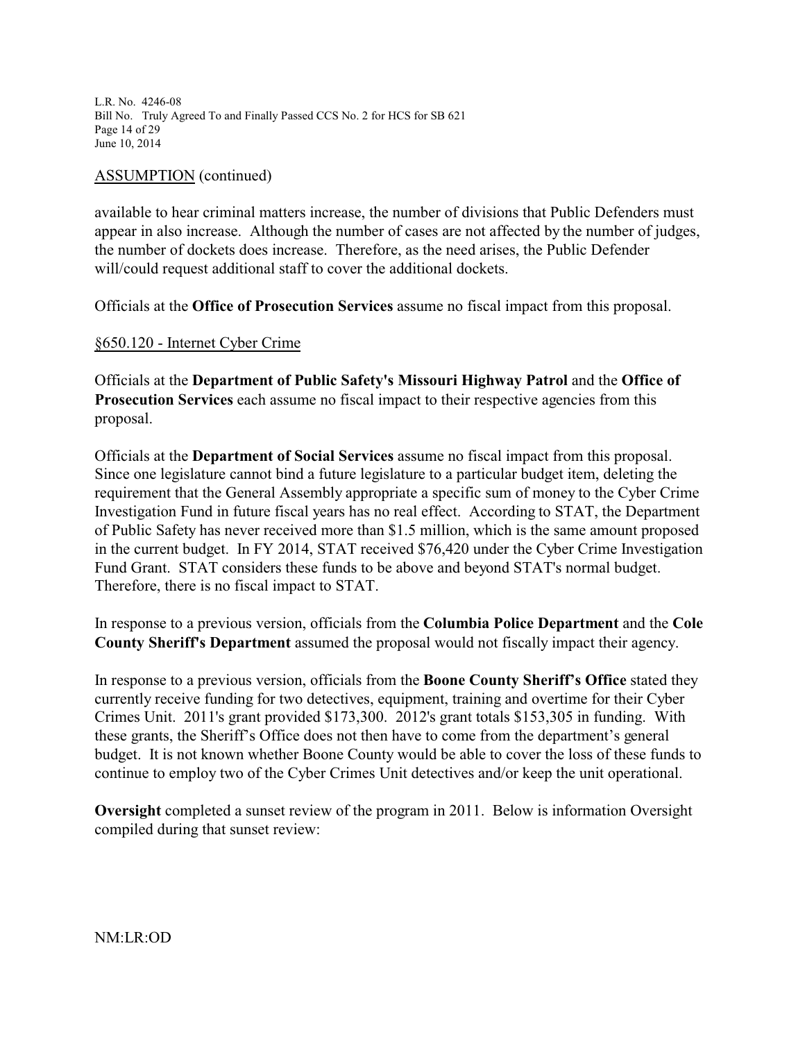ASSUMPTION (continued)

available to hear criminal matters increase, the number of divisions that Public Defenders must appear in also increase. Although the number of cases are not affected by the number of judges, the number of dockets does increase. Therefore, as the need arises, the Public Defender will/could request additional staff to cover the additional dockets.

Officials at the **Office of Prosecution Services** assume no fiscal impact from this proposal.

§650.120 - Internet Cyber Crime

Officials at the **Department of Public Safety's Missouri Highway Patrol** and the **Office of Prosecution Services** each assume no fiscal impact to their respective agencies from this proposal.

Officials at the **Department of Social Services** assume no fiscal impact from this proposal. Since one legislature cannot bind a future legislature to a particular budget item, deleting the requirement that the General Assembly appropriate a specific sum of money to the Cyber Crime Investigation Fund in future fiscal years has no real effect. According to STAT, the Department of Public Safety has never received more than $1.5 million, which is the same amount proposed in the current budget. In FY 2014, STAT received $76,420 under the Cyber Crime Investigation Fund Grant. STAT considers these funds to be above and beyond STAT's normal budget. Therefore, there is no fiscal impact to STAT.

In response to a previous version, officials from the **Columbia Police Department** and the **Cole County Sheriff's Department** assumed the proposal would not fiscally impact their agency.

In response to a previous version, officials from the **Boone County Sheriff's Office** stated they currently receive funding for two detectives, equipment, training and overtime for their Cyber Crimes Unit. 2011's grant provided $173,300. 2012's grant totals $153,305 in funding. With these grants, the Sheriff's Office does not then have to come from the department's general budget. It is not known whether Boone County would be able to cover the loss of these funds to continue to employ two of the Cyber Crimes Unit detectives and/or keep the unit operational.

**Oversight** completed a sunset review of the program in 2011. Below is information Oversight compiled during that sunset review: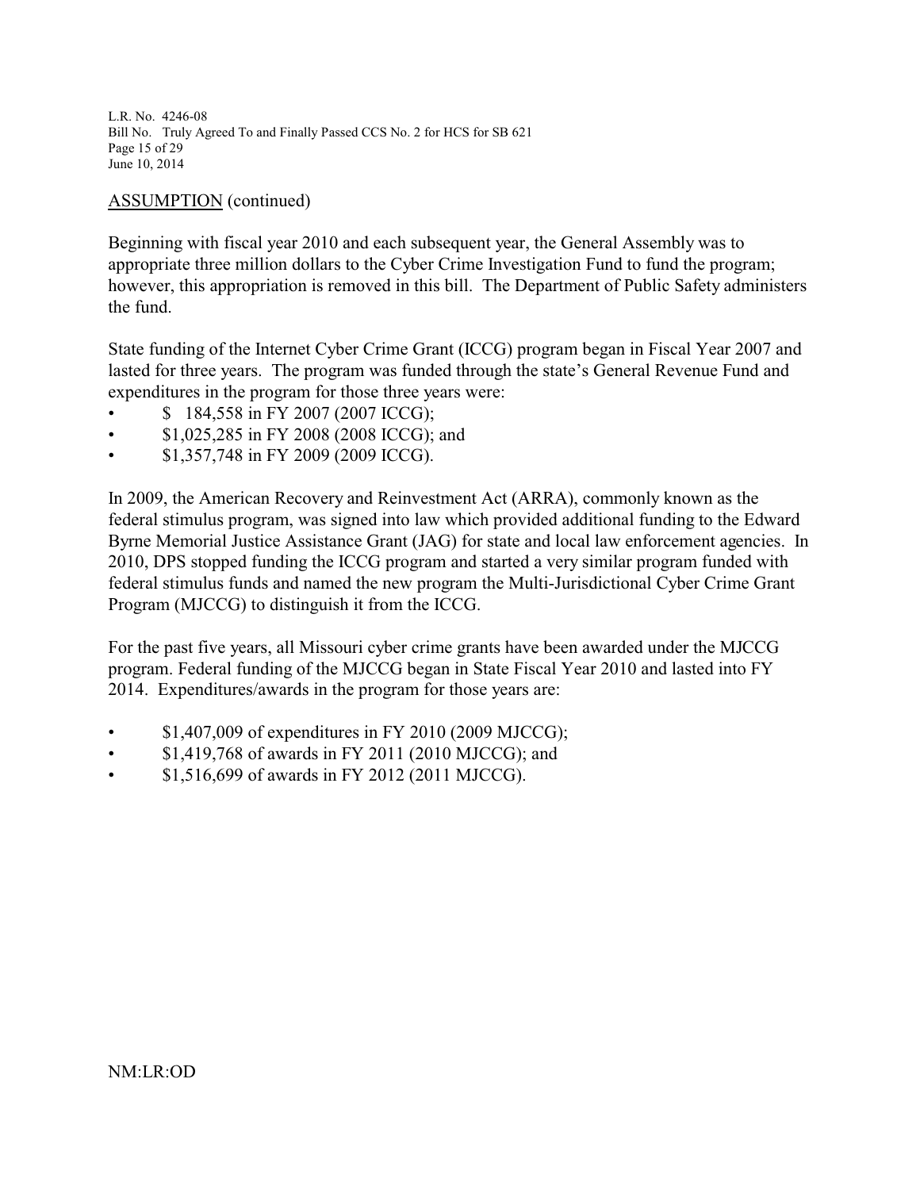ASSUMPTION (continued)

Beginning with fiscal year 2010 and each subsequent year, the General Assembly was to appropriate three million dollars to the Cyber Crime Investigation Fund to fund the program; however, this appropriation is removed in this bill. The Department of Public Safety administers the fund.

State funding of the Internet Cyber Crime Grant (ICCG) program began in Fiscal Year 2007 and lasted for three years. The program was funded through the state's General Revenue Fund and expenditures in the program for those three years were:

- $ 184,558 in FY 2007 (2007 ICCG);
- $1,025,285 in FY 2008 (2008 ICCG); and
- $1,357,748 in FY 2009 (2009 ICCG).

In 2009, the American Recovery and Reinvestment Act (ARRA), commonly known as the federal stimulus program, was signed into law which provided additional funding to the Edward Byrne Memorial Justice Assistance Grant (JAG) for state and local law enforcement agencies. In 2010, DPS stopped funding the ICCG program and started a very similar program funded with federal stimulus funds and named the new program the Multi-Jurisdictional Cyber Crime Grant Program (MJCCG) to distinguish it from the ICCG.

For the past five years, all Missouri cyber crime grants have been awarded under the MJCCG program. Federal funding of the MJCCG began in State Fiscal Year 2010 and lasted into FY 2014. Expenditures/awards in the program for those years are:

- $1,407,009 of expenditures in FY 2010 (2009 MJCCG);
- $1,419,768 of awards in FY 2011 (2010 MJCCG); and
- $1,516,699 of awards in FY 2012 (2011 MJCCG).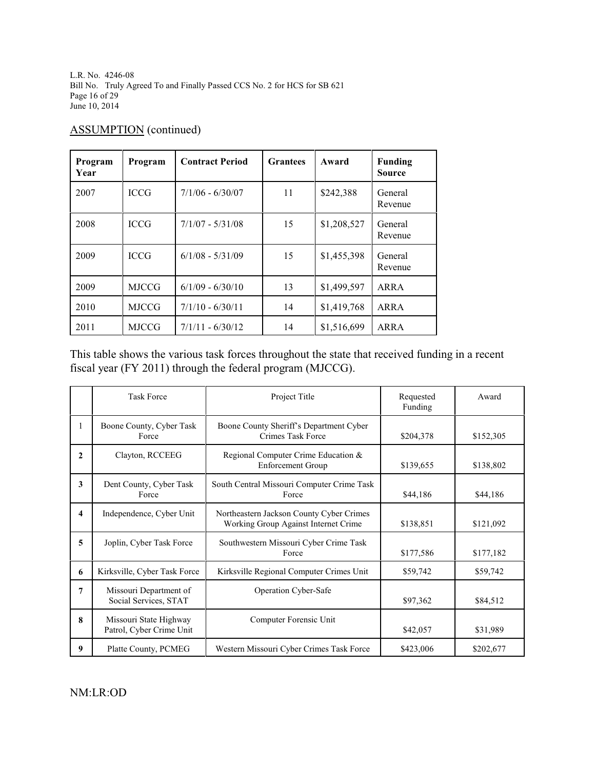ASSUMPTION (continued)

| Program Year | Program | Contract Period | Grantees | Award | Funding Source |
|---|---|---|---|---|---|
| 2007 | ICCG | 7/1/06 - 6/30/07 | 11 | $242,388 | General Revenue |
| 2008 | ICCG | 7/1/07 - 5/31/08 | 15 | $1,208,527 | General Revenue |
| 2009 | ICCG | 6/1/08 - 5/31/09 | 15 | $1,455,398 | General Revenue |
| 2009 | MJCCG | 6/1/09 - 6/30/10 | 13 | $1,499,597 | ARRA |
| 2010 | MJCCG | 7/1/10 - 6/30/11 | 14 | $1,419,768 | ARRA |
| 2011 | MJCCG | 7/1/11 - 6/30/12 | 14 | $1,516,699 | ARRA |

This table shows the various task forces throughout the state that received funding in a recent fiscal year (FY 2011) through the federal program (MJCCG).

| | Task Force | Project Title | Requested Funding | Award |
|---|---|---|---|---|
| 1 | Boone County, Cyber Task Force | Boone County Sheriff's Department Cyber Crimes Task Force | $204,378 | $152,305 |
| 2 | Clayton, RCCEEG | Regional Computer Crime Education & Enforcement Group | $139,655 | $138,802 |
| 3 | Dent County, Cyber Task Force | South Central Missouri Computer Crime Task Force | $44,186 | $44,186 |
| 4 | Independence, Cyber Unit | Northeastern Jackson County Cyber Crimes Working Group Against Internet Crime | $138,851 | $121,092 |
| 5 | Joplin, Cyber Task Force | Southwestern Missouri Cyber Crime Task Force | $177,586 | $177,182 |
| 6 | Kirksville, Cyber Task Force | Kirksville Regional Computer Crimes Unit | $59,742 | $59,742 |
| 7 | Missouri Department of Social Services, STAT | Operation Cyber-Safe | $97,362 | $84,512 |
| 8 | Missouri State Highway Patrol, Cyber Crime Unit | Computer Forensic Unit | $42,057 | $31,989 |
| 9 | Platte County, PCMEG | Western Missouri Cyber Crimes Task Force | $423,006 | $202,677 |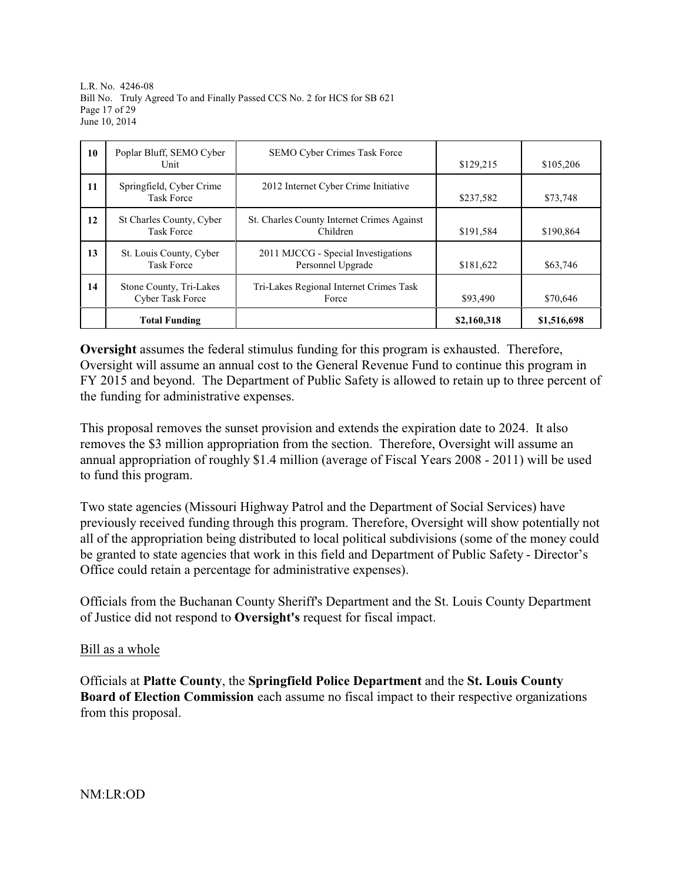| 10 | Poplar Bluff, SEMO Cyber Unit | SEMO Cyber Crimes Task Force | $129,215 | $105,206 |
|---|---|---|---|---|
| 11 | Springfield, Cyber Crime Task Force | 2012 Internet Cyber Crime Initiative | $237,582 | $73,748 |
| 12 | St Charles County, Cyber Task Force | St. Charles County Internet Crimes Against Children | $191,584 | $190,864 |
| 13 | St. Louis County, Cyber Task Force | 2011 MJCCG - Special Investigations Personnel Upgrade | $181,622 | $63,746 |
| 14 | Stone County, Tri-Lakes Cyber Task Force | Tri-Lakes Regional Internet Crimes Task Force | $93,490 | $70,646 |
| | **Total Funding** | | **$2,160,318** | **$1,516,698** |

**Oversight** assumes the federal stimulus funding for this program is exhausted. Therefore, Oversight will assume an annual cost to the General Revenue Fund to continue this program in FY 2015 and beyond. The Department of Public Safety is allowed to retain up to three percent of the funding for administrative expenses.

This proposal removes the sunset provision and extends the expiration date to 2024. It also removes the $3 million appropriation from the section. Therefore, Oversight will assume an annual appropriation of roughly $1.4 million (average of Fiscal Years 2008 - 2011) will be used to fund this program.

Two state agencies (Missouri Highway Patrol and the Department of Social Services) have previously received funding through this program. Therefore, Oversight will show potentially not all of the appropriation being distributed to local political subdivisions (some of the money could be granted to state agencies that work in this field and Department of Public Safety - Director's Office could retain a percentage for administrative expenses).

Officials from the Buchanan County Sheriff's Department and the St. Louis County Department of Justice did not respond to **Oversight's** request for fiscal impact.

Bill as a whole

Officials at **Platte County**, the **Springfield Police Department** and the **St. Louis County Board of Election Commission** each assume no fiscal impact to their respective organizations from this proposal.

NM:LR:OD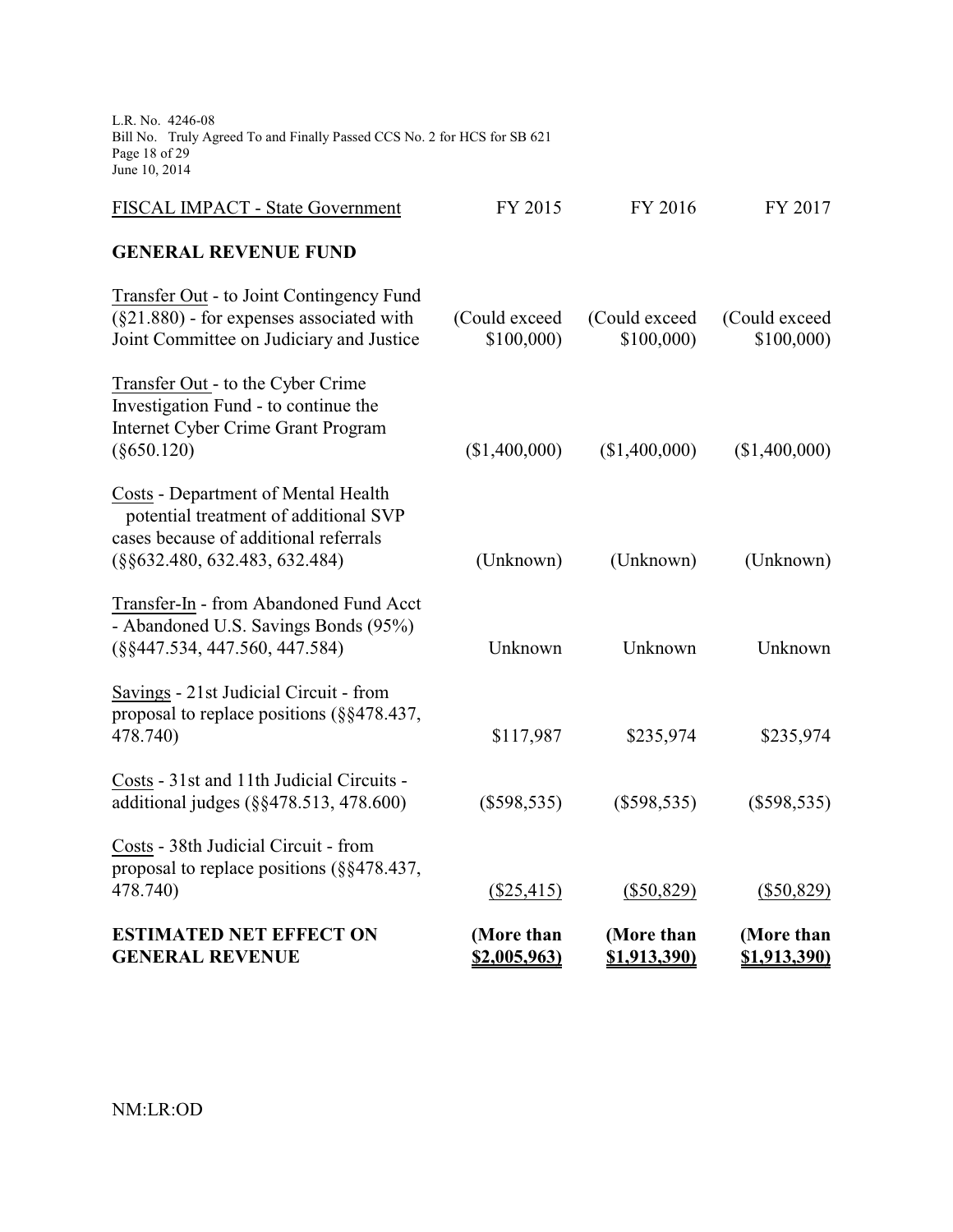| FISCAL IMPACT - State Government | FY 2015 | FY 2016 | FY 2017 |
|---|---|---|---|
| **GENERAL REVENUE FUND** | | | |
| Transfer Out - to Joint Contingency Fund (§21.880) - for expenses associated with Joint Committee on Judiciary and Justice | (Could exceed $100,000) | (Could exceed $100,000) | (Could exceed $100,000) |
| Transfer Out - to the Cyber Crime Investigation Fund - to continue the Internet Cyber Crime Grant Program (§650.120) | ($1,400,000) | ($1,400,000) | ($1,400,000) |
| Costs - Department of Mental Health potential treatment of additional SVP cases because of additional referrals (§§632.480, 632.483, 632.484) | (Unknown) | (Unknown) | (Unknown) |
| Transfer-In - from Abandoned Fund Acct - Abandoned U.S. Savings Bonds (95%) (§§447.534, 447.560, 447.584) | Unknown | Unknown | Unknown |
| Savings - 21st Judicial Circuit - from proposal to replace positions (§§478.437, 478.740) | $117,987 | $235,974 | $235,974 |
| Costs - 31st and 11th Judicial Circuits - additional judges (§§478.513, 478.600) | ($598,535) | ($598,535) | ($598,535) |
| Costs - 38th Judicial Circuit - from proposal to replace positions (§§478.437, 478.740) | ($25,415) | ($50,829) | ($50,829) |
| **ESTIMATED NET EFFECT ON GENERAL REVENUE** | **(More than $2,005,963)** | **(More than $1,913,390)** | **(More than $1,913,390)** |

NM:LR:OD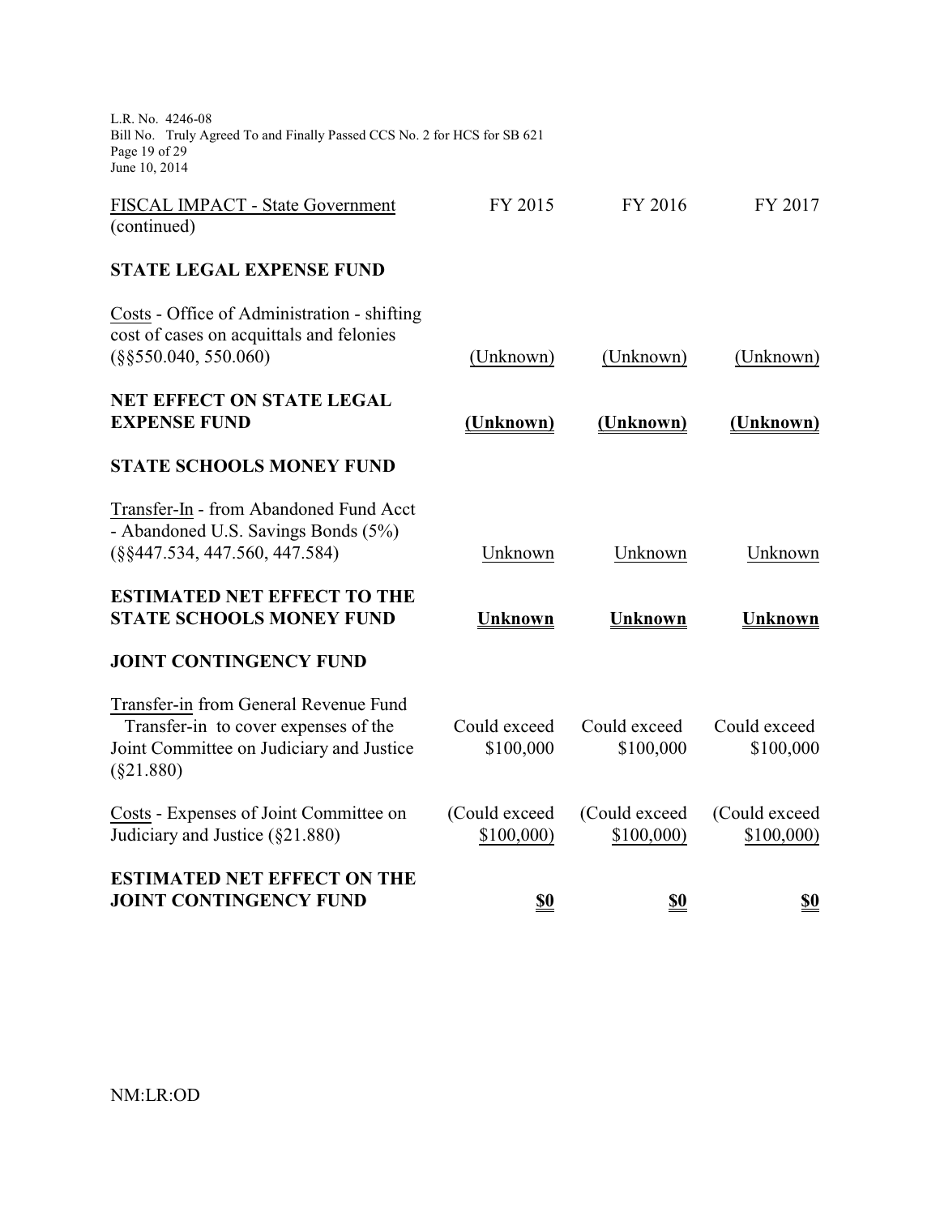| FISCAL IMPACT - State Government (continued) | FY 2015 | FY 2016 | FY 2017 |
|---|---|---|---|
| **STATE LEGAL EXPENSE FUND** | | | |
| Costs - Office of Administration - shifting cost of cases on acquittals and felonies (§§550.040, 550.060) | (Unknown) | (Unknown) | (Unknown) |
| **NET EFFECT ON STATE LEGAL EXPENSE FUND** | **(Unknown)** | **(Unknown)** | **(Unknown)** |
| **STATE SCHOOLS MONEY FUND** | | | |
| Transfer-In - from Abandoned Fund Acct - Abandoned U.S. Savings Bonds (5%) (§§447.534, 447.560, 447.584) | Unknown | Unknown | Unknown |
| **ESTIMATED NET EFFECT TO THE STATE SCHOOLS MONEY FUND** | **Unknown** | **Unknown** | **Unknown** |
| **JOINT CONTINGENCY FUND** | | | |
| Transfer-in from General Revenue Fund Transfer-in to cover expenses of the Joint Committee on Judiciary and Justice (§21.880) | Could exceed $100,000 | Could exceed $100,000 | Could exceed $100,000 |
| Costs - Expenses of Joint Committee on Judiciary and Justice (§21.880) | (Could exceed $100,000) | (Could exceed $100,000) | (Could exceed $100,000) |
| **ESTIMATED NET EFFECT ON THE JOINT CONTINGENCY FUND** | **$0** | **$0** | **$0** |

NM:LR:OD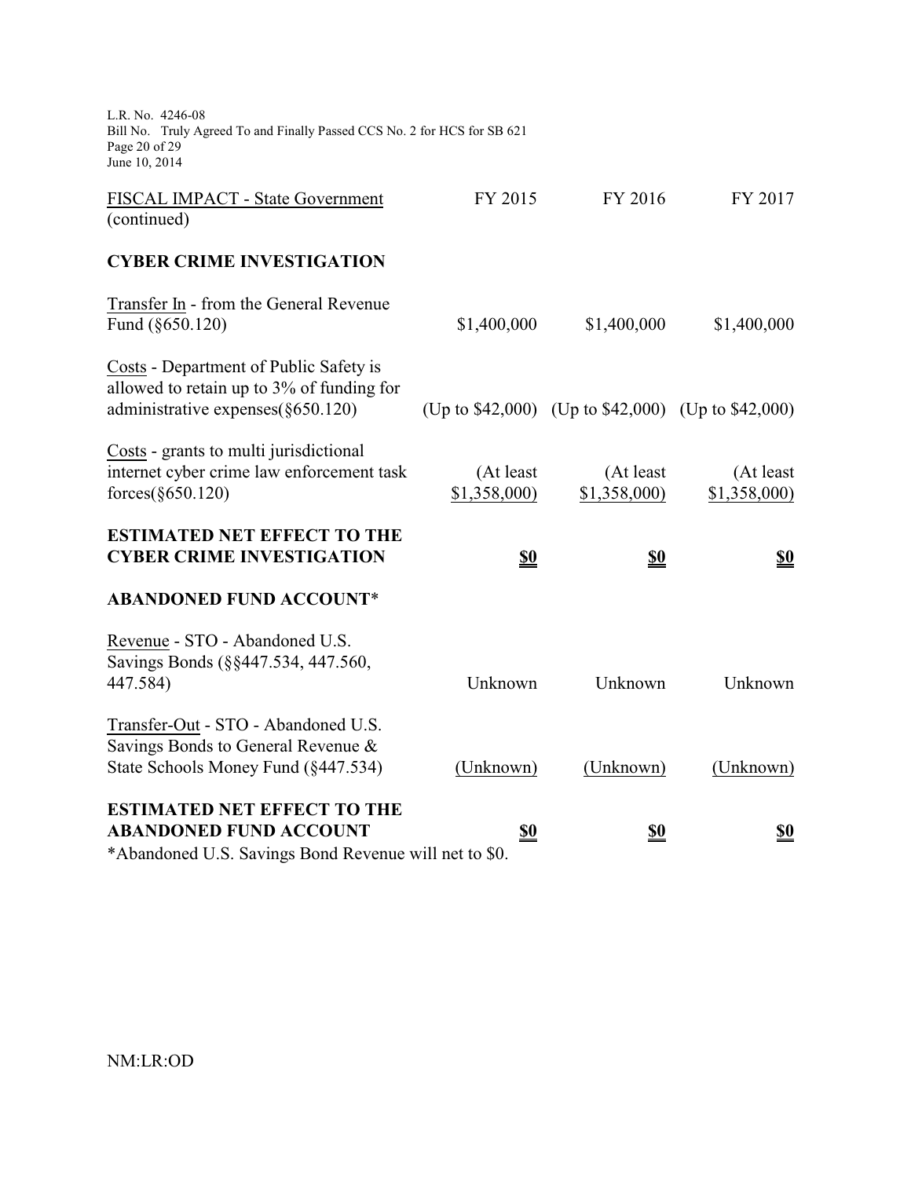| FISCAL IMPACT - State Government (continued) | FY 2015 | FY 2016 | FY 2017 |
|---|---|---|---|
| **CYBER CRIME INVESTIGATION** | | | |
| Transfer In - from the General Revenue Fund (§650.120) | $1,400,000 | $1,400,000 | $1,400,000 |
| Costs - Department of Public Safety is allowed to retain up to 3% of funding for administrative expenses(§650.120) | (Up to $42,000) | (Up to $42,000) | (Up to $42,000) |
| Costs - grants to multi jurisdictional internet cyber crime law enforcement task forces(§650.120) | (At least $1,358,000) | (At least $1,358,000) | (At least $1,358,000) |
| **ESTIMATED NET EFFECT TO THE CYBER CRIME INVESTIGATION** | **$0** | **$0** | **$0** |
| **ABANDONED FUND ACCOUNT*** | | | |
| Revenue - STO - Abandoned U.S. Savings Bonds (§§447.534, 447.560, 447.584) | Unknown | Unknown | Unknown |
| Transfer-Out - STO - Abandoned U.S. Savings Bonds to General Revenue & State Schools Money Fund (§447.534) | (Unknown) | (Unknown) | (Unknown) |
| **ESTIMATED NET EFFECT TO THE ABANDONED FUND ACCOUNT** | **$0** | **$0** | **$0** |

*Abandoned U.S. Savings Bond Revenue will net to $0.

NM:LR:OD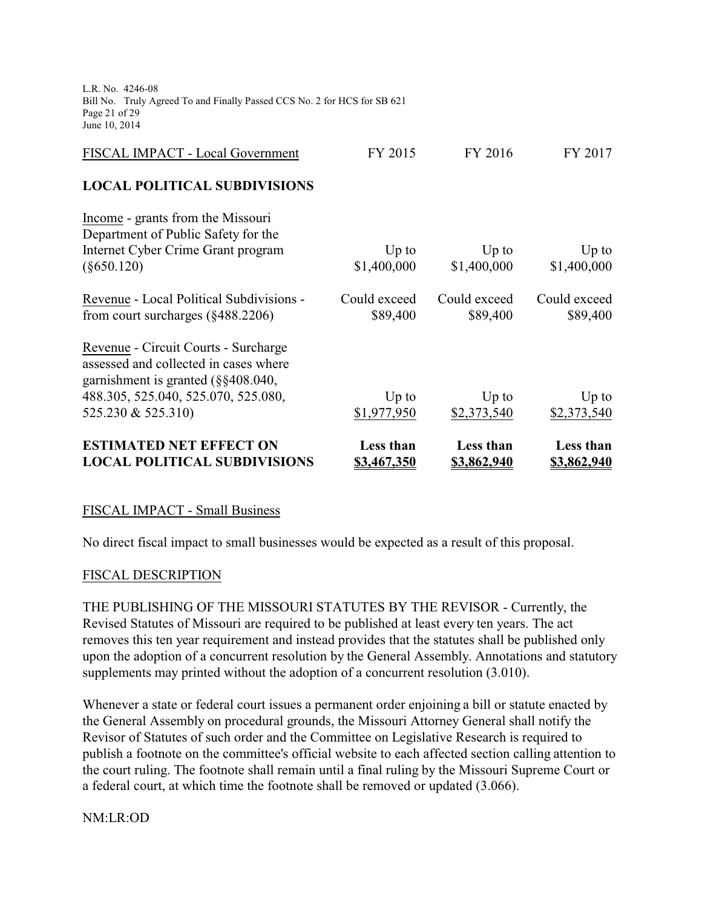| FISCAL IMPACT - Local Government | FY 2015 | FY 2016 | FY 2017 |
|---|---|---|---|
| **LOCAL POLITICAL SUBDIVISIONS** | | | |
| Income - grants from the Missouri Department of Public Safety for the Internet Cyber Crime Grant program (§650.120) | Up to $1,400,000 | Up to $1,400,000 | Up to $1,400,000 |
| Revenue - Local Political Subdivisions - from court surcharges (§488.2206) | Could exceed $89,400 | Could exceed $89,400 | Could exceed $89,400 |
| Revenue - Circuit Courts - Surcharge assessed and collected in cases where garnishment is granted (§§408.040, 488.305, 525.040, 525.070, 525.080, 525.230 & 525.310) | Up to $1,977,950 | Up to $2,373,540 | Up to $2,373,540 |
| **ESTIMATED NET EFFECT ON LOCAL POLITICAL SUBDIVISIONS** | **Less than $3,467,350** | **Less than $3,862,940** | **Less than $3,862,940** |

FISCAL IMPACT - Small Business

No direct fiscal impact to small businesses would be expected as a result of this proposal.

FISCAL DESCRIPTION

THE PUBLISHING OF THE MISSOURI STATUTES BY THE REVISOR - Currently, the Revised Statutes of Missouri are required to be published at least every ten years. The act removes this ten year requirement and instead provides that the statutes shall be published only upon the adoption of a concurrent resolution by the General Assembly. Annotations and statutory supplements may printed without the adoption of a concurrent resolution (3.010).

Whenever a state or federal court issues a permanent order enjoining a bill or statute enacted by the General Assembly on procedural grounds, the Missouri Attorney General shall notify the Revisor of Statutes of such order and the Committee on Legislative Research is required to publish a footnote on the committee's official website to each affected section calling attention to the court ruling. The footnote shall remain until a final ruling by the Missouri Supreme Court or a federal court, at which time the footnote shall be removed or updated (3.066).

NM:LR:OD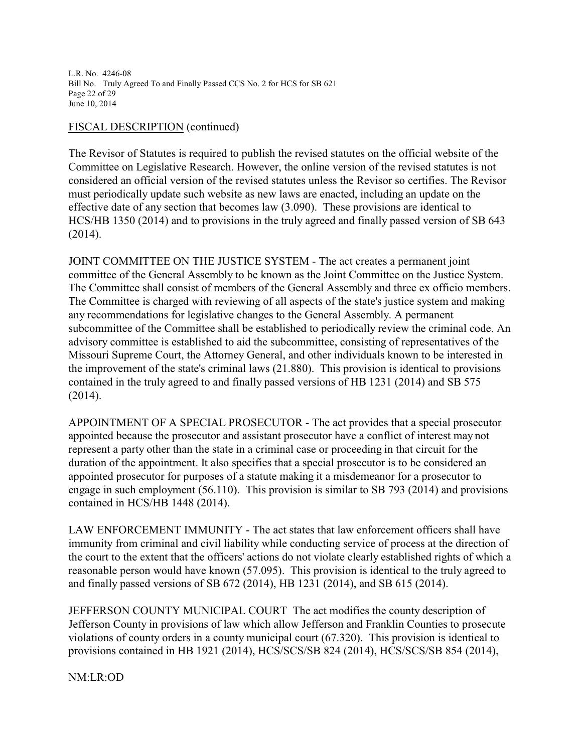FISCAL DESCRIPTION (continued)

The Revisor of Statutes is required to publish the revised statutes on the official website of the Committee on Legislative Research. However, the online version of the revised statutes is not considered an official version of the revised statutes unless the Revisor so certifies. The Revisor must periodically update such website as new laws are enacted, including an update on the effective date of any section that becomes law (3.090). These provisions are identical to HCS/HB 1350 (2014) and to provisions in the truly agreed and finally passed version of SB 643 (2014).

JOINT COMMITTEE ON THE JUSTICE SYSTEM - The act creates a permanent joint committee of the General Assembly to be known as the Joint Committee on the Justice System. The Committee shall consist of members of the General Assembly and three ex officio members. The Committee is charged with reviewing of all aspects of the state's justice system and making any recommendations for legislative changes to the General Assembly. A permanent subcommittee of the Committee shall be established to periodically review the criminal code. An advisory committee is established to aid the subcommittee, consisting of representatives of the Missouri Supreme Court, the Attorney General, and other individuals known to be interested in the improvement of the state's criminal laws (21.880). This provision is identical to provisions contained in the truly agreed to and finally passed versions of HB 1231 (2014) and SB 575 (2014).

APPOINTMENT OF A SPECIAL PROSECUTOR - The act provides that a special prosecutor appointed because the prosecutor and assistant prosecutor have a conflict of interest may not represent a party other than the state in a criminal case or proceeding in that circuit for the duration of the appointment. It also specifies that a special prosecutor is to be considered an appointed prosecutor for purposes of a statute making it a misdemeanor for a prosecutor to engage in such employment (56.110). This provision is similar to SB 793 (2014) and provisions contained in HCS/HB 1448 (2014).

LAW ENFORCEMENT IMMUNITY - The act states that law enforcement officers shall have immunity from criminal and civil liability while conducting service of process at the direction of the court to the extent that the officers' actions do not violate clearly established rights of which a reasonable person would have known (57.095). This provision is identical to the truly agreed to and finally passed versions of SB 672 (2014), HB 1231 (2014), and SB 615 (2014).

JEFFERSON COUNTY MUNICIPAL COURT The act modifies the county description of Jefferson County in provisions of law which allow Jefferson and Franklin Counties to prosecute violations of county orders in a county municipal court (67.320). This provision is identical to provisions contained in HB 1921 (2014), HCS/SCS/SB 824 (2014), HCS/SCS/SB 854 (2014),

NM:LR:OD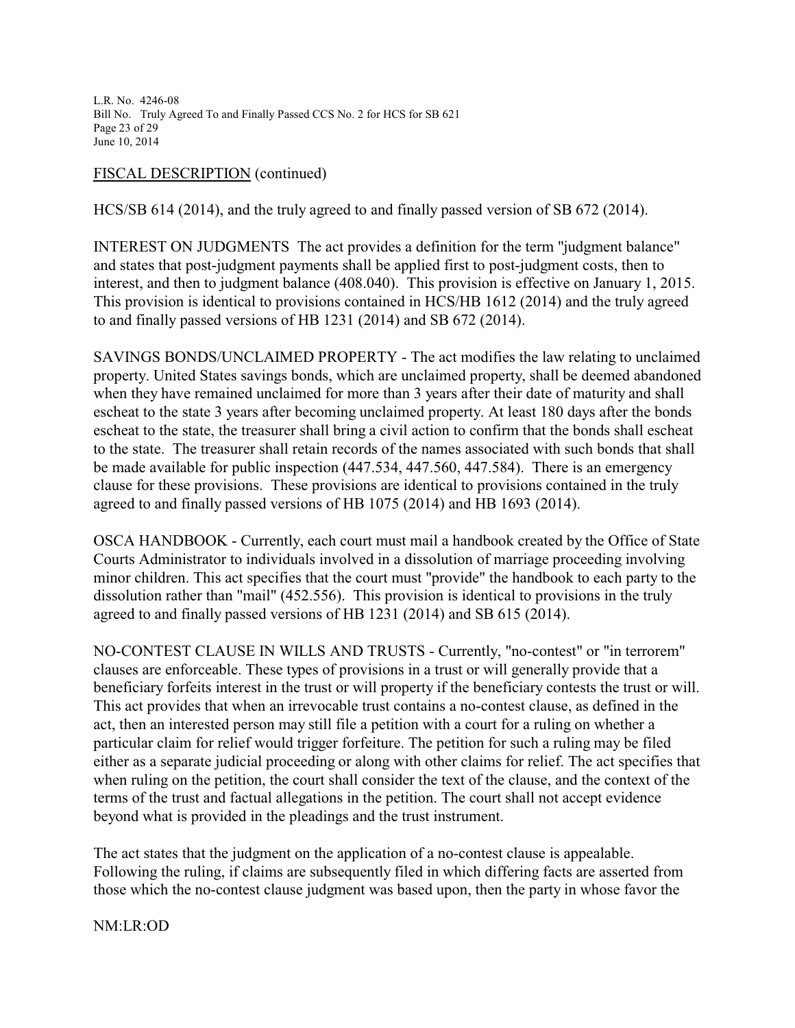FISCAL DESCRIPTION (continued)

HCS/SB 614 (2014), and the truly agreed to and finally passed version of SB 672 (2014).

INTEREST ON JUDGMENTS The act provides a definition for the term "judgment balance" and states that post-judgment payments shall be applied first to post-judgment costs, then to interest, and then to judgment balance (408.040). This provision is effective on January 1, 2015. This provision is identical to provisions contained in HCS/HB 1612 (2014) and the truly agreed to and finally passed versions of HB 1231 (2014) and SB 672 (2014).

SAVINGS BONDS/UNCLAIMED PROPERTY - The act modifies the law relating to unclaimed property. United States savings bonds, which are unclaimed property, shall be deemed abandoned when they have remained unclaimed for more than 3 years after their date of maturity and shall escheat to the state 3 years after becoming unclaimed property. At least 180 days after the bonds escheat to the state, the treasurer shall bring a civil action to confirm that the bonds shall escheat to the state. The treasurer shall retain records of the names associated with such bonds that shall be made available for public inspection (447.534, 447.560, 447.584). There is an emergency clause for these provisions. These provisions are identical to provisions contained in the truly agreed to and finally passed versions of HB 1075 (2014) and HB 1693 (2014).

OSCA HANDBOOK - Currently, each court must mail a handbook created by the Office of State Courts Administrator to individuals involved in a dissolution of marriage proceeding involving minor children. This act specifies that the court must "provide" the handbook to each party to the dissolution rather than "mail" (452.556). This provision is identical to provisions in the truly agreed to and finally passed versions of HB 1231 (2014) and SB 615 (2014).

NO-CONTEST CLAUSE IN WILLS AND TRUSTS - Currently, "no-contest" or "in terrorem" clauses are enforceable. These types of provisions in a trust or will generally provide that a beneficiary forfeits interest in the trust or will property if the beneficiary contests the trust or will. This act provides that when an irrevocable trust contains a no-contest clause, as defined in the act, then an interested person may still file a petition with a court for a ruling on whether a particular claim for relief would trigger forfeiture. The petition for such a ruling may be filed either as a separate judicial proceeding or along with other claims for relief. The act specifies that when ruling on the petition, the court shall consider the text of the clause, and the context of the terms of the trust and factual allegations in the petition. The court shall not accept evidence beyond what is provided in the pleadings and the trust instrument.

The act states that the judgment on the application of a no-contest clause is appealable. Following the ruling, if claims are subsequently filed in which differing facts are asserted from those which the no-contest clause judgment was based upon, then the party in whose favor the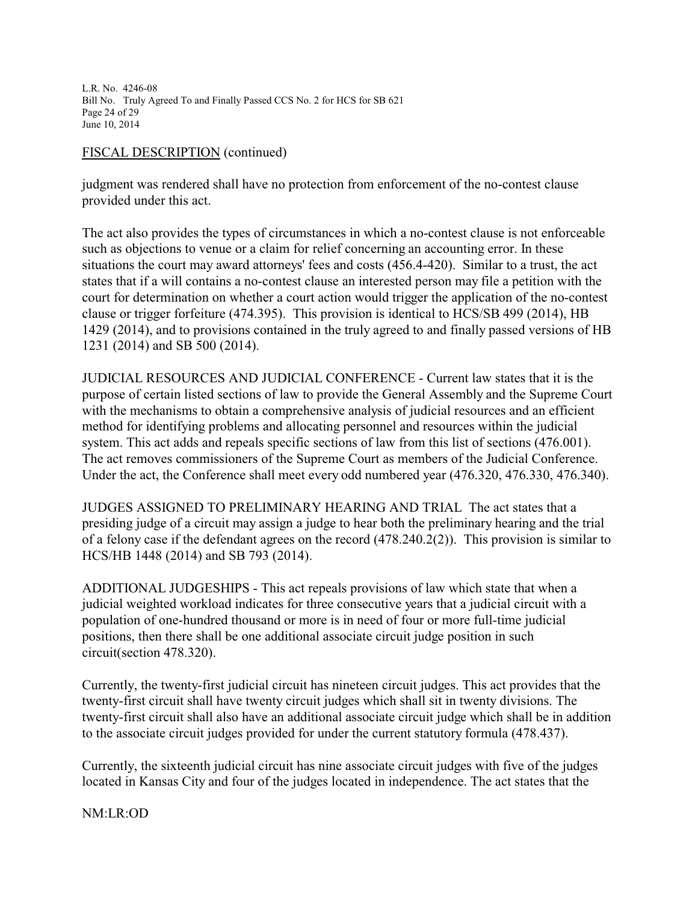FISCAL DESCRIPTION (continued)

judgment was rendered shall have no protection from enforcement of the no-contest clause provided under this act.

The act also provides the types of circumstances in which a no-contest clause is not enforceable such as objections to venue or a claim for relief concerning an accounting error. In these situations the court may award attorneys' fees and costs (456.4-420). Similar to a trust, the act states that if a will contains a no-contest clause an interested person may file a petition with the court for determination on whether a court action would trigger the application of the no-contest clause or trigger forfeiture (474.395). This provision is identical to HCS/SB 499 (2014), HB 1429 (2014), and to provisions contained in the truly agreed to and finally passed versions of HB 1231 (2014) and SB 500 (2014).

JUDICIAL RESOURCES AND JUDICIAL CONFERENCE - Current law states that it is the purpose of certain listed sections of law to provide the General Assembly and the Supreme Court with the mechanisms to obtain a comprehensive analysis of judicial resources and an efficient method for identifying problems and allocating personnel and resources within the judicial system. This act adds and repeals specific sections of law from this list of sections (476.001). The act removes commissioners of the Supreme Court as members of the Judicial Conference. Under the act, the Conference shall meet every odd numbered year (476.320, 476.330, 476.340).

JUDGES ASSIGNED TO PRELIMINARY HEARING AND TRIAL The act states that a presiding judge of a circuit may assign a judge to hear both the preliminary hearing and the trial of a felony case if the defendant agrees on the record (478.240.2(2)). This provision is similar to HCS/HB 1448 (2014) and SB 793 (2014).

ADDITIONAL JUDGESHIPS - This act repeals provisions of law which state that when a judicial weighted workload indicates for three consecutive years that a judicial circuit with a population of one-hundred thousand or more is in need of four or more full-time judicial positions, then there shall be one additional associate circuit judge position in such circuit(section 478.320).

Currently, the twenty-first judicial circuit has nineteen circuit judges. This act provides that the twenty-first circuit shall have twenty circuit judges which shall sit in twenty divisions. The twenty-first circuit shall also have an additional associate circuit judge which shall be in addition to the associate circuit judges provided for under the current statutory formula (478.437).

Currently, the sixteenth judicial circuit has nine associate circuit judges with five of the judges located in Kansas City and four of the judges located in independence. The act states that the

NM:LR:OD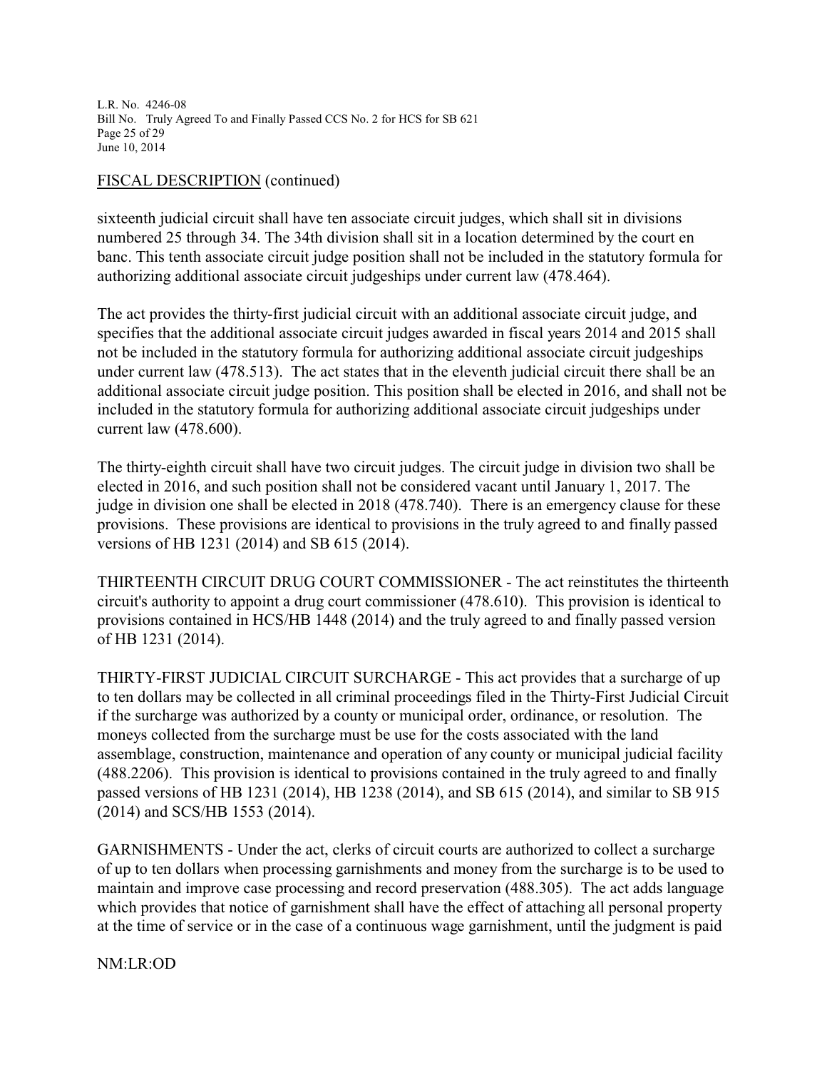FISCAL DESCRIPTION (continued)

sixteenth judicial circuit shall have ten associate circuit judges, which shall sit in divisions numbered 25 through 34. The 34th division shall sit in a location determined by the court en banc. This tenth associate circuit judge position shall not be included in the statutory formula for authorizing additional associate circuit judgeships under current law (478.464).

The act provides the thirty-first judicial circuit with an additional associate circuit judge, and specifies that the additional associate circuit judges awarded in fiscal years 2014 and 2015 shall not be included in the statutory formula for authorizing additional associate circuit judgeships under current law (478.513). The act states that in the eleventh judicial circuit there shall be an additional associate circuit judge position. This position shall be elected in 2016, and shall not be included in the statutory formula for authorizing additional associate circuit judgeships under current law (478.600).

The thirty-eighth circuit shall have two circuit judges. The circuit judge in division two shall be elected in 2016, and such position shall not be considered vacant until January 1, 2017. The judge in division one shall be elected in 2018 (478.740). There is an emergency clause for these provisions. These provisions are identical to provisions in the truly agreed to and finally passed versions of HB 1231 (2014) and SB 615 (2014).

THIRTEENTH CIRCUIT DRUG COURT COMMISSIONER - The act reinstitutes the thirteenth circuit's authority to appoint a drug court commissioner (478.610). This provision is identical to provisions contained in HCS/HB 1448 (2014) and the truly agreed to and finally passed version of HB 1231 (2014).

THIRTY-FIRST JUDICIAL CIRCUIT SURCHARGE - This act provides that a surcharge of up to ten dollars may be collected in all criminal proceedings filed in the Thirty-First Judicial Circuit if the surcharge was authorized by a county or municipal order, ordinance, or resolution. The moneys collected from the surcharge must be use for the costs associated with the land assemblage, construction, maintenance and operation of any county or municipal judicial facility (488.2206). This provision is identical to provisions contained in the truly agreed to and finally passed versions of HB 1231 (2014), HB 1238 (2014), and SB 615 (2014), and similar to SB 915 (2014) and SCS/HB 1553 (2014).

GARNISHMENTS - Under the act, clerks of circuit courts are authorized to collect a surcharge of up to ten dollars when processing garnishments and money from the surcharge is to be used to maintain and improve case processing and record preservation (488.305). The act adds language which provides that notice of garnishment shall have the effect of attaching all personal property at the time of service or in the case of a continuous wage garnishment, until the judgment is paid

NM:LR:OD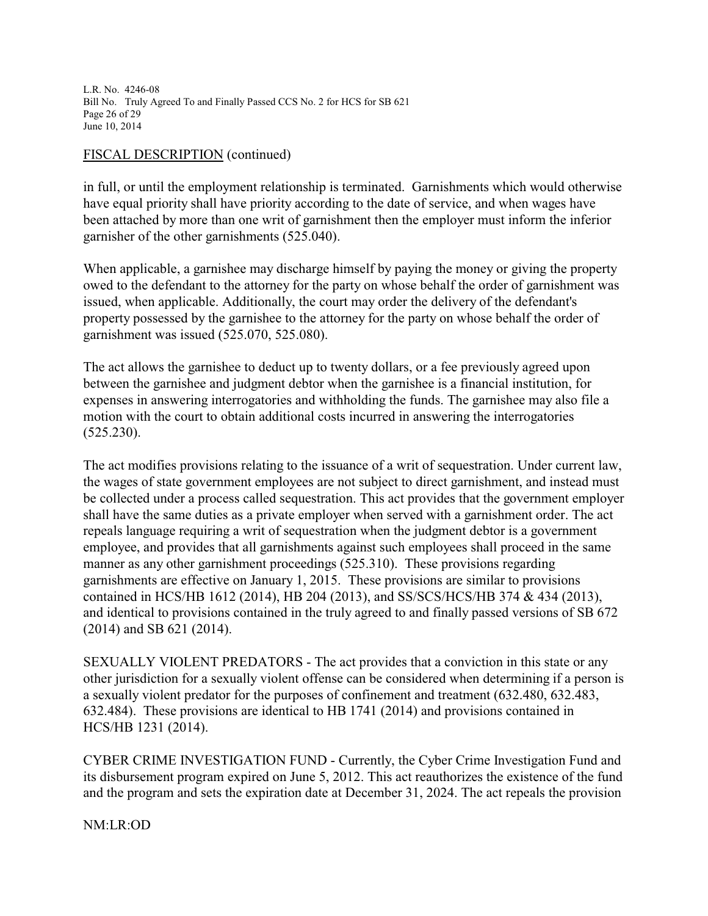FISCAL DESCRIPTION (continued)

in full, or until the employment relationship is terminated. Garnishments which would otherwise have equal priority shall have priority according to the date of service, and when wages have been attached by more than one writ of garnishment then the employer must inform the inferior garnisher of the other garnishments (525.040).

When applicable, a garnishee may discharge himself by paying the money or giving the property owed to the defendant to the attorney for the party on whose behalf the order of garnishment was issued, when applicable. Additionally, the court may order the delivery of the defendant's property possessed by the garnishee to the attorney for the party on whose behalf the order of garnishment was issued (525.070, 525.080).

The act allows the garnishee to deduct up to twenty dollars, or a fee previously agreed upon between the garnishee and judgment debtor when the garnishee is a financial institution, for expenses in answering interrogatories and withholding the funds. The garnishee may also file a motion with the court to obtain additional costs incurred in answering the interrogatories (525.230).

The act modifies provisions relating to the issuance of a writ of sequestration. Under current law, the wages of state government employees are not subject to direct garnishment, and instead must be collected under a process called sequestration. This act provides that the government employer shall have the same duties as a private employer when served with a garnishment order. The act repeals language requiring a writ of sequestration when the judgment debtor is a government employee, and provides that all garnishments against such employees shall proceed in the same manner as any other garnishment proceedings (525.310). These provisions regarding garnishments are effective on January 1, 2015. These provisions are similar to provisions contained in HCS/HB 1612 (2014), HB 204 (2013), and SS/SCS/HCS/HB 374 & 434 (2013), and identical to provisions contained in the truly agreed to and finally passed versions of SB 672 (2014) and SB 621 (2014).

SEXUALLY VIOLENT PREDATORS - The act provides that a conviction in this state or any other jurisdiction for a sexually violent offense can be considered when determining if a person is a sexually violent predator for the purposes of confinement and treatment (632.480, 632.483, 632.484). These provisions are identical to HB 1741 (2014) and provisions contained in HCS/HB 1231 (2014).

CYBER CRIME INVESTIGATION FUND - Currently, the Cyber Crime Investigation Fund and its disbursement program expired on June 5, 2012. This act reauthorizes the existence of the fund and the program and sets the expiration date at December 31, 2024. The act repeals the provision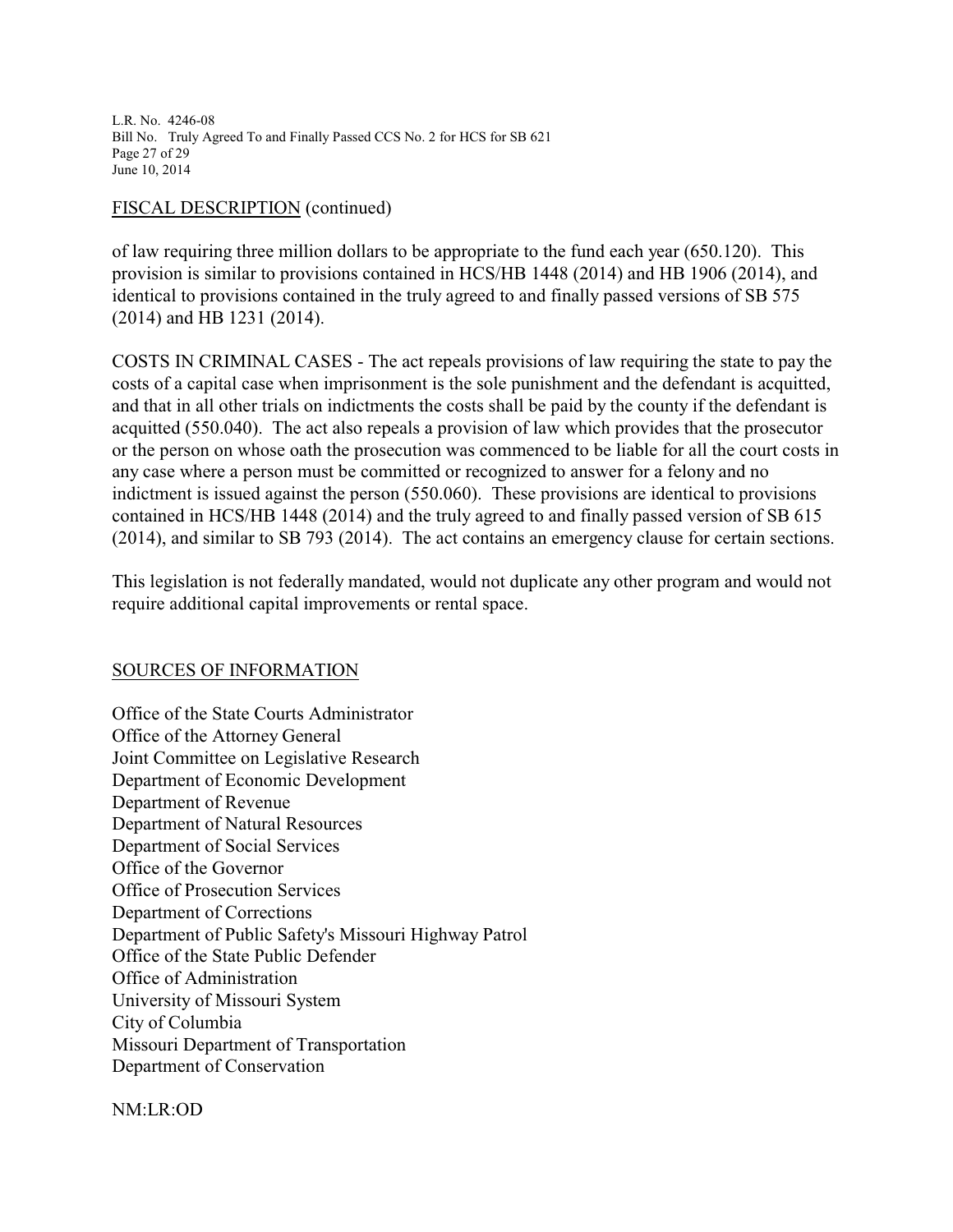FISCAL DESCRIPTION (continued)

of law requiring three million dollars to be appropriate to the fund each year (650.120). This provision is similar to provisions contained in HCS/HB 1448 (2014) and HB 1906 (2014), and identical to provisions contained in the truly agreed to and finally passed versions of SB 575 (2014) and HB 1231 (2014).

COSTS IN CRIMINAL CASES - The act repeals provisions of law requiring the state to pay the costs of a capital case when imprisonment is the sole punishment and the defendant is acquitted, and that in all other trials on indictments the costs shall be paid by the county if the defendant is acquitted (550.040). The act also repeals a provision of law which provides that the prosecutor or the person on whose oath the prosecution was commenced to be liable for all the court costs in any case where a person must be committed or recognized to answer for a felony and no indictment is issued against the person (550.060). These provisions are identical to provisions contained in HCS/HB 1448 (2014) and the truly agreed to and finally passed version of SB 615 (2014), and similar to SB 793 (2014). The act contains an emergency clause for certain sections.

This legislation is not federally mandated, would not duplicate any other program and would not require additional capital improvements or rental space.

SOURCES OF INFORMATION

Office of the State Courts Administrator
Office of the Attorney General
Joint Committee on Legislative Research
Department of Economic Development
Department of Revenue
Department of Natural Resources
Department of Social Services
Office of the Governor
Office of Prosecution Services
Department of Corrections
Department of Public Safety's Missouri Highway Patrol
Office of the State Public Defender
Office of Administration
University of Missouri System
City of Columbia
Missouri Department of Transportation
Department of Conservation

NM:LR:OD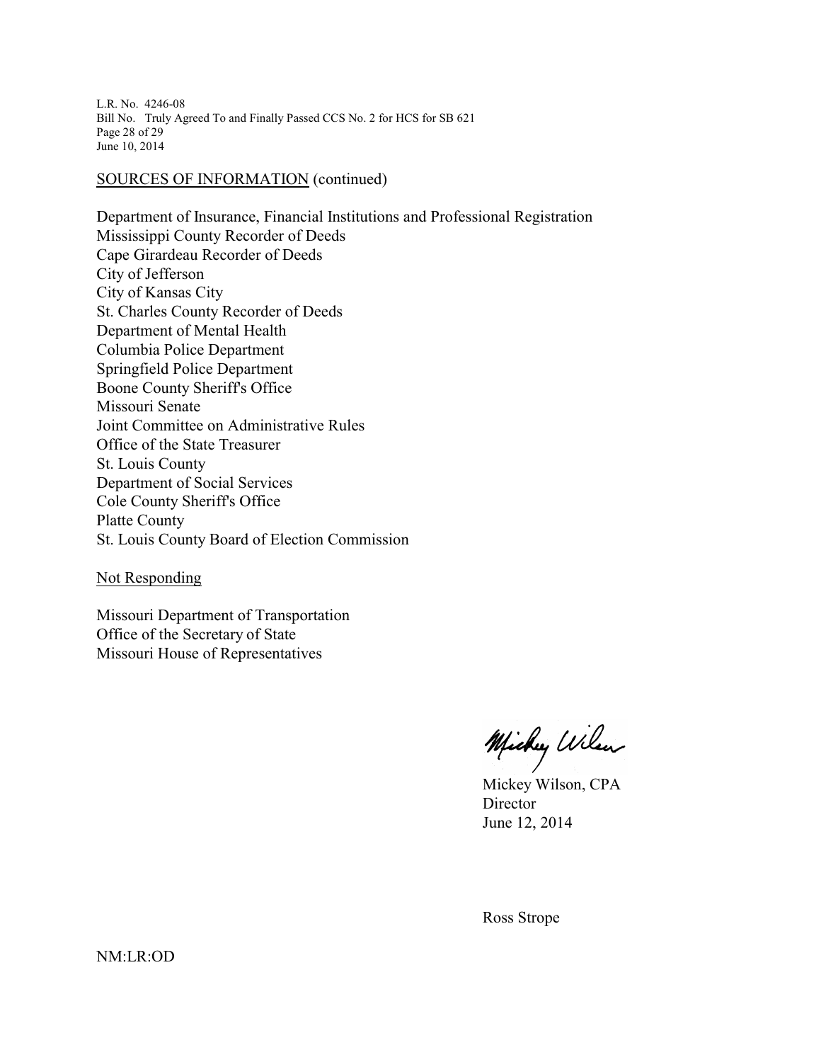SOURCES OF INFORMATION (continued)

Department of Insurance, Financial Institutions and Professional Registration
Mississippi County Recorder of Deeds
Cape Girardeau Recorder of Deeds
City of Jefferson
City of Kansas City
St. Charles County Recorder of Deeds
Department of Mental Health
Columbia Police Department
Springfield Police Department
Boone County Sheriff's Office
Missouri Senate
Joint Committee on Administrative Rules
Office of the State Treasurer
St. Louis County
Department of Social Services
Cole County Sheriff's Office
Platte County
St. Louis County Board of Election Commission

Not Responding

Missouri Department of Transportation
Office of the Secretary of State
Missouri House of Representatives

Mickey Wilson, CPA
Director
June 12, 2014

Ross Strope

NM:LR:OD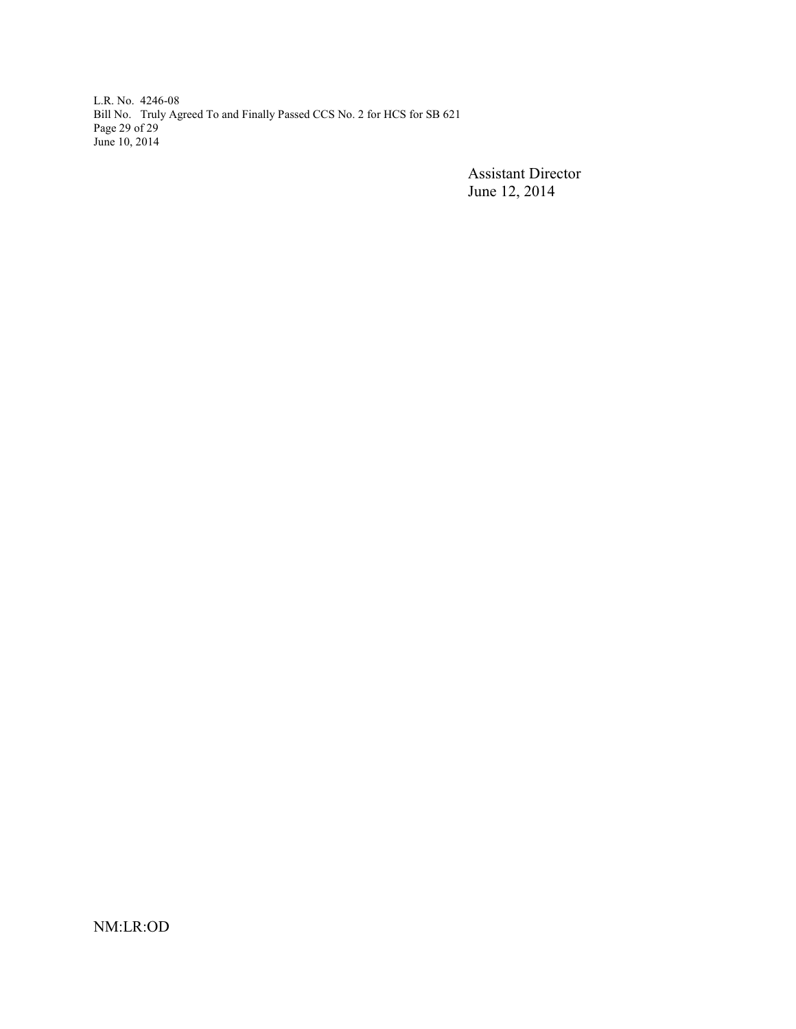Assistant Director
June 12, 2014

NM:LR:OD